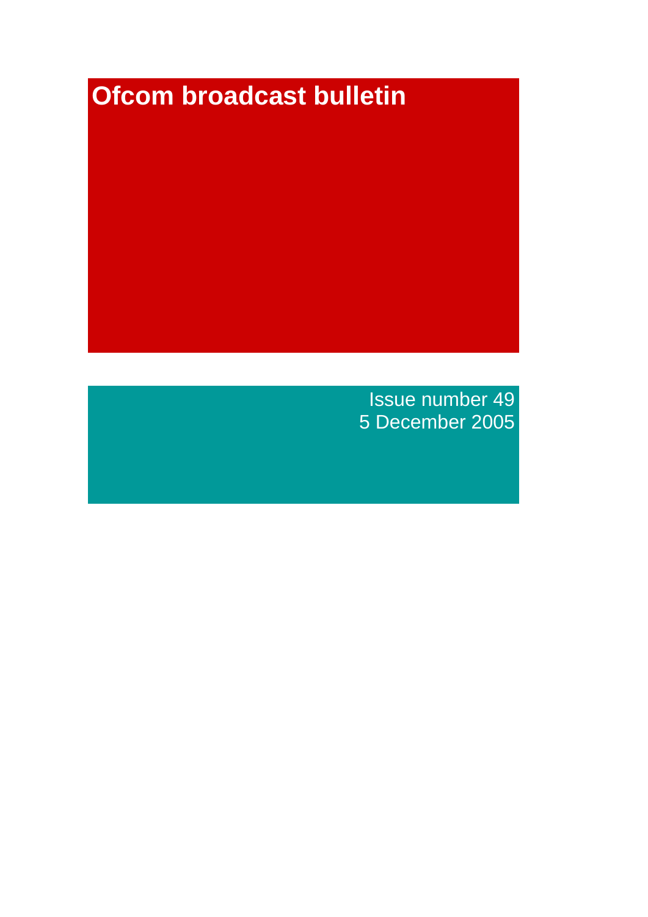# Ofcom broadcast bulletin

Issue number 49
5 December 2005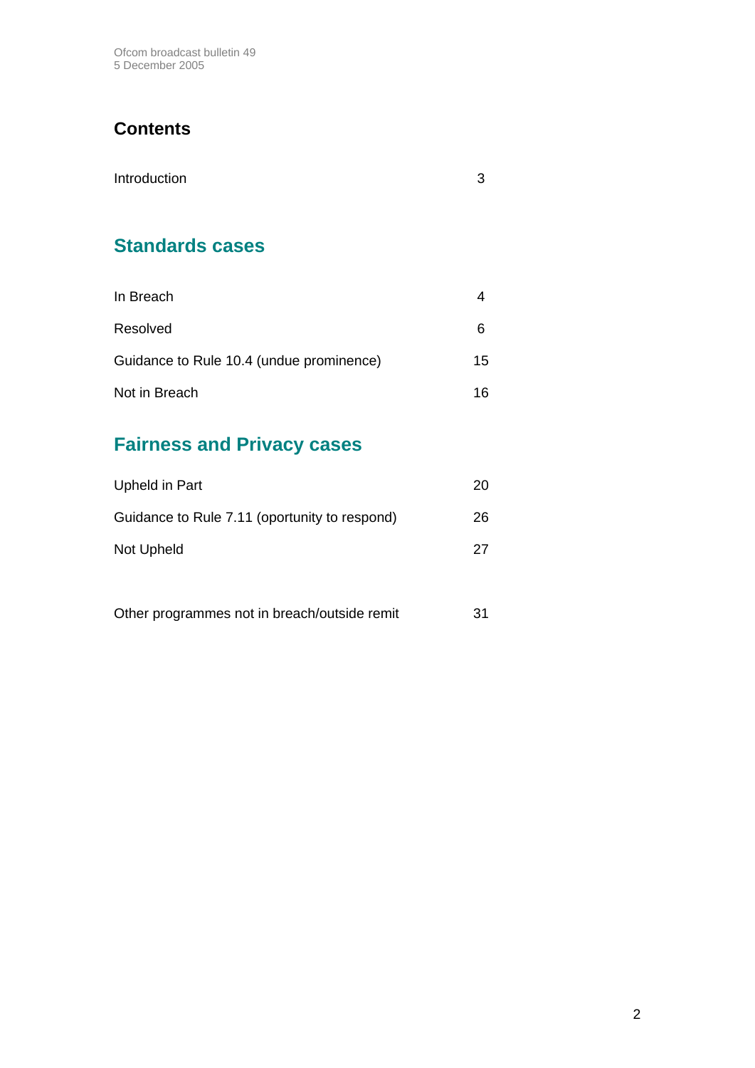## Contents

| | |
|---|---|
| Introduction | 3 |

## Standards cases

| | |
|---|---|
| In Breach | 4 |
| Resolved | 6 |
| Guidance to Rule 10.4 (undue prominence) | 15 |
| Not in Breach | 16 |

## Fairness and Privacy cases

| | |
|---|---|
| Upheld in Part | 20 |
| Guidance to Rule 7.11 (oportunity to respond) | 26 |
| Not Upheld | 27 |

| | |
|---|---|
| Other programmes not in breach/outside remit | 31 |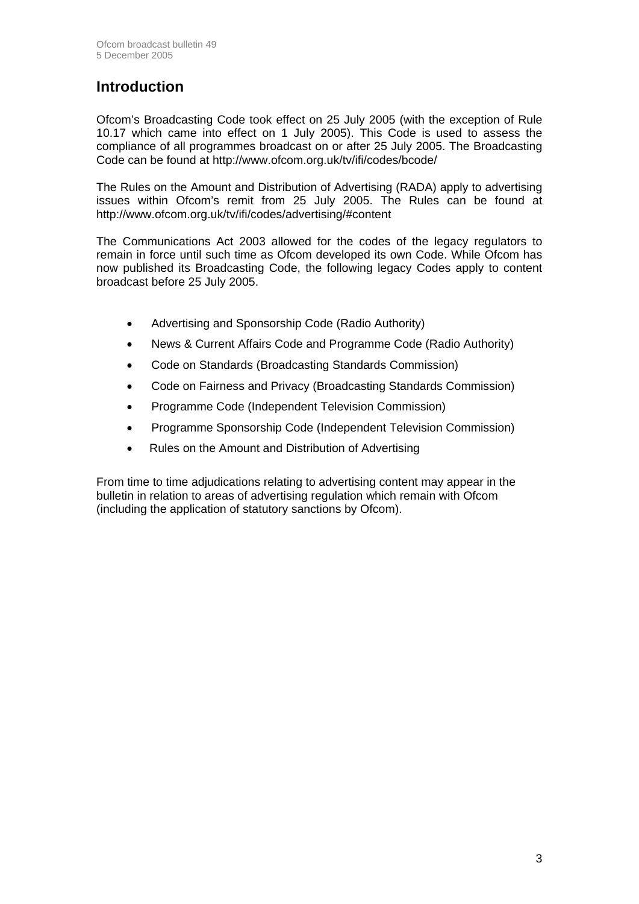# Introduction

Ofcom's Broadcasting Code took effect on 25 July 2005 (with the exception of Rule 10.17 which came into effect on 1 July 2005). This Code is used to assess the compliance of all programmes broadcast on or after 25 July 2005. The Broadcasting Code can be found at http://www.ofcom.org.uk/tv/ifi/codes/bcode/

The Rules on the Amount and Distribution of Advertising (RADA) apply to advertising issues within Ofcom's remit from 25 July 2005. The Rules can be found at http://www.ofcom.org.uk/tv/ifi/codes/advertising/#content

The Communications Act 2003 allowed for the codes of the legacy regulators to remain in force until such time as Ofcom developed its own Code. While Ofcom has now published its Broadcasting Code, the following legacy Codes apply to content broadcast before 25 July 2005.

- Advertising and Sponsorship Code (Radio Authority)
- News & Current Affairs Code and Programme Code (Radio Authority)
- Code on Standards (Broadcasting Standards Commission)
- Code on Fairness and Privacy (Broadcasting Standards Commission)
- Programme Code (Independent Television Commission)
- Programme Sponsorship Code (Independent Television Commission)
- Rules on the Amount and Distribution of Advertising

From time to time adjudications relating to advertising content may appear in the bulletin in relation to areas of advertising regulation which remain with Ofcom (including the application of statutory sanctions by Ofcom).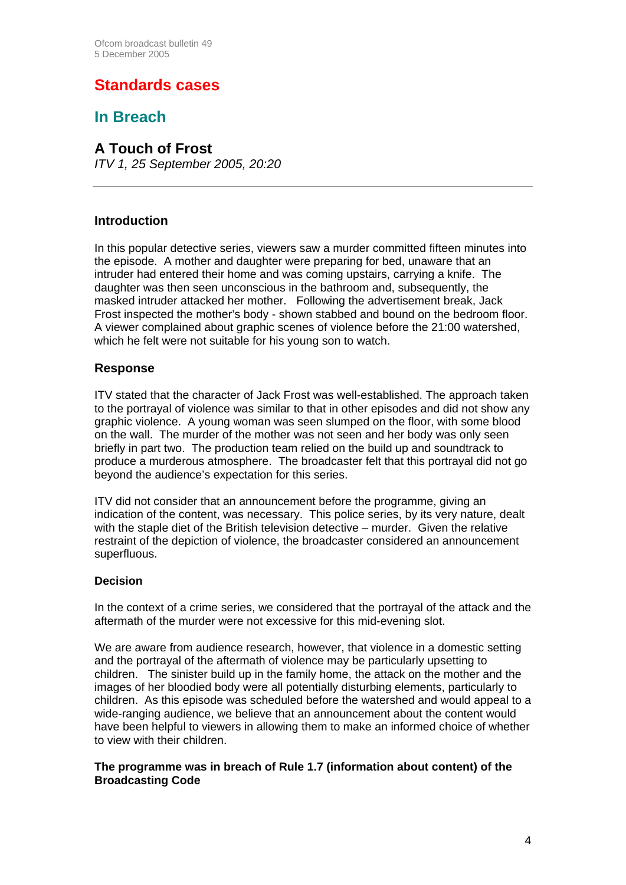# Standards cases

## In Breach

### A Touch of Frost

*ITV 1, 25 September 2005, 20:20*

---

#### Introduction

In this popular detective series, viewers saw a murder committed fifteen minutes into the episode. A mother and daughter were preparing for bed, unaware that an intruder had entered their home and was coming upstairs, carrying a knife. The daughter was then seen unconscious in the bathroom and, subsequently, the masked intruder attacked her mother. Following the advertisement break, Jack Frost inspected the mother's body - shown stabbed and bound on the bedroom floor. A viewer complained about graphic scenes of violence before the 21:00 watershed, which he felt were not suitable for his young son to watch.

#### Response

ITV stated that the character of Jack Frost was well-established. The approach taken to the portrayal of violence was similar to that in other episodes and did not show any graphic violence. A young woman was seen slumped on the floor, with some blood on the wall. The murder of the mother was not seen and her body was only seen briefly in part two. The production team relied on the build up and soundtrack to produce a murderous atmosphere. The broadcaster felt that this portrayal did not go beyond the audience's expectation for this series.

ITV did not consider that an announcement before the programme, giving an indication of the content, was necessary. This police series, by its very nature, dealt with the staple diet of the British television detective – murder. Given the relative restraint of the depiction of violence, the broadcaster considered an announcement superfluous.

**Decision**

In the context of a crime series, we considered that the portrayal of the attack and the aftermath of the murder were not excessive for this mid-evening slot.

We are aware from audience research, however, that violence in a domestic setting and the portrayal of the aftermath of violence may be particularly upsetting to children. The sinister build up in the family home, the attack on the mother and the images of her bloodied body were all potentially disturbing elements, particularly to children. As this episode was scheduled before the watershed and would appeal to a wide-ranging audience, we believe that an announcement about the content would have been helpful to viewers in allowing them to make an informed choice of whether to view with their children.

**The programme was in breach of Rule 1.7 (information about content) of the Broadcasting Code**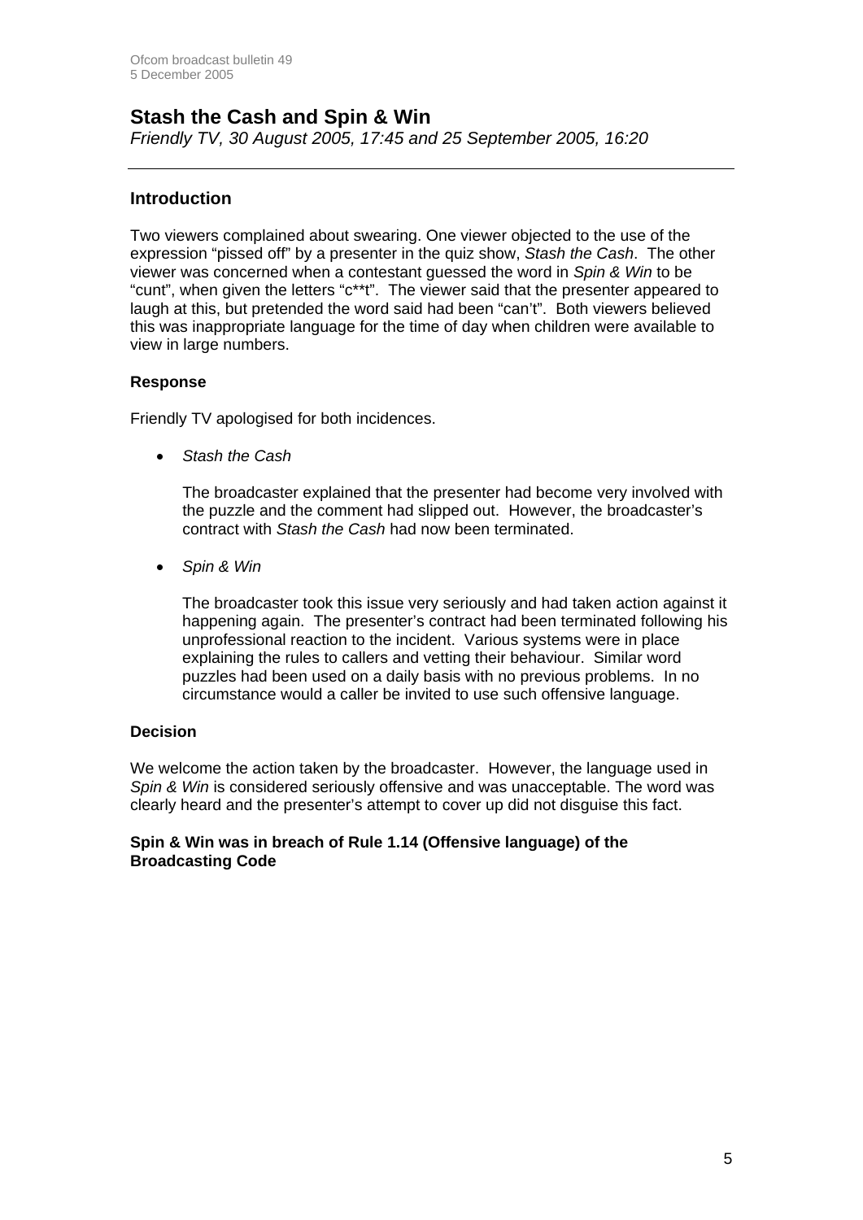## Stash the Cash and Spin & Win

*Friendly TV, 30 August 2005, 17:45 and 25 September 2005, 16:20*

---

### Introduction

Two viewers complained about swearing. One viewer objected to the use of the expression "pissed off" by a presenter in the quiz show, *Stash the Cash*. The other viewer was concerned when a contestant guessed the word in *Spin & Win* to be "cunt", when given the letters "c**t". The viewer said that the presenter appeared to laugh at this, but pretended the word said had been "can't". Both viewers believed this was inappropriate language for the time of day when children were available to view in large numbers.

#### Response

Friendly TV apologised for both incidences.

- *Stash the Cash*

  The broadcaster explained that the presenter had become very involved with the puzzle and the comment had slipped out. However, the broadcaster's contract with *Stash the Cash* had now been terminated.

- *Spin & Win*

  The broadcaster took this issue very seriously and had taken action against it happening again. The presenter's contract had been terminated following his unprofessional reaction to the incident. Various systems were in place explaining the rules to callers and vetting their behaviour. Similar word puzzles had been used on a daily basis with no previous problems. In no circumstance would a caller be invited to use such offensive language.

#### Decision

We welcome the action taken by the broadcaster. However, the language used in *Spin & Win* is considered seriously offensive and was unacceptable. The word was clearly heard and the presenter's attempt to cover up did not disguise this fact.

**Spin & Win was in breach of Rule 1.14 (Offensive language) of the Broadcasting Code**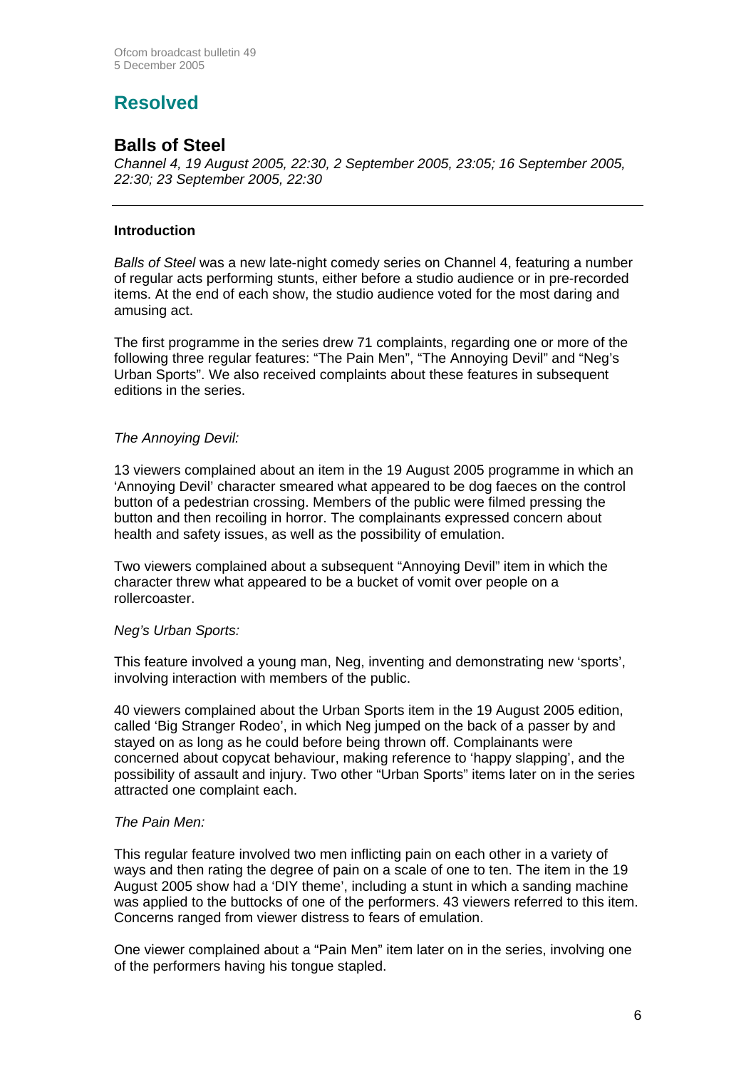# Resolved

## Balls of Steel

*Channel 4, 19 August 2005, 22:30, 2 September 2005, 23:05; 16 September 2005, 22:30; 23 September 2005, 22:30*

---

### Introduction

*Balls of Steel* was a new late-night comedy series on Channel 4, featuring a number of regular acts performing stunts, either before a studio audience or in pre-recorded items. At the end of each show, the studio audience voted for the most daring and amusing act.

The first programme in the series drew 71 complaints, regarding one or more of the following three regular features: "The Pain Men", "The Annoying Devil" and "Neg's Urban Sports". We also received complaints about these features in subsequent editions in the series.

*The Annoying Devil:*

13 viewers complained about an item in the 19 August 2005 programme in which an 'Annoying Devil' character smeared what appeared to be dog faeces on the control button of a pedestrian crossing. Members of the public were filmed pressing the button and then recoiling in horror. The complainants expressed concern about health and safety issues, as well as the possibility of emulation.

Two viewers complained about a subsequent "Annoying Devil" item in which the character threw what appeared to be a bucket of vomit over people on a rollercoaster.

*Neg's Urban Sports:*

This feature involved a young man, Neg, inventing and demonstrating new 'sports', involving interaction with members of the public.

40 viewers complained about the Urban Sports item in the 19 August 2005 edition, called 'Big Stranger Rodeo', in which Neg jumped on the back of a passer by and stayed on as long as he could before being thrown off. Complainants were concerned about copycat behaviour, making reference to 'happy slapping', and the possibility of assault and injury. Two other "Urban Sports" items later on in the series attracted one complaint each.

*The Pain Men:*

This regular feature involved two men inflicting pain on each other in a variety of ways and then rating the degree of pain on a scale of one to ten. The item in the 19 August 2005 show had a 'DIY theme', including a stunt in which a sanding machine was applied to the buttocks of one of the performers. 43 viewers referred to this item. Concerns ranged from viewer distress to fears of emulation.

One viewer complained about a "Pain Men" item later on in the series, involving one of the performers having his tongue stapled.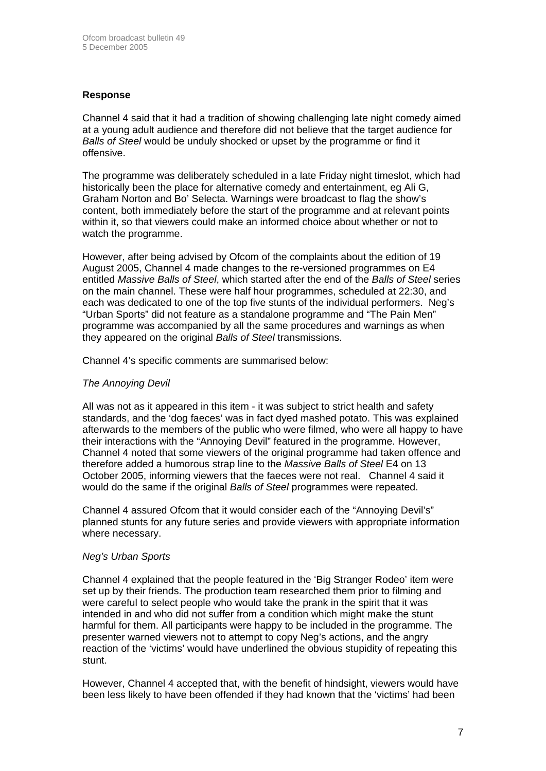## Response

Channel 4 said that it had a tradition of showing challenging late night comedy aimed at a young adult audience and therefore did not believe that the target audience for *Balls of Steel* would be unduly shocked or upset by the programme or find it offensive.

The programme was deliberately scheduled in a late Friday night timeslot, which had historically been the place for alternative comedy and entertainment, eg Ali G, Graham Norton and Bo' Selecta. Warnings were broadcast to flag the show's content, both immediately before the start of the programme and at relevant points within it, so that viewers could make an informed choice about whether or not to watch the programme.

However, after being advised by Ofcom of the complaints about the edition of 19 August 2005, Channel 4 made changes to the re-versioned programmes on E4 entitled *Massive Balls of Steel*, which started after the end of the *Balls of Steel* series on the main channel. These were half hour programmes, scheduled at 22:30, and each was dedicated to one of the top five stunts of the individual performers. Neg's "Urban Sports" did not feature as a standalone programme and "The Pain Men" programme was accompanied by all the same procedures and warnings as when they appeared on the original *Balls of Steel* transmissions.

Channel 4's specific comments are summarised below:

*The Annoying Devil*

All was not as it appeared in this item - it was subject to strict health and safety standards, and the 'dog faeces' was in fact dyed mashed potato. This was explained afterwards to the members of the public who were filmed, who were all happy to have their interactions with the "Annoying Devil" featured in the programme. However, Channel 4 noted that some viewers of the original programme had taken offence and therefore added a humorous strap line to the *Massive Balls of Steel* E4 on 13 October 2005, informing viewers that the faeces were not real. Channel 4 said it would do the same if the original *Balls of Steel* programmes were repeated.

Channel 4 assured Ofcom that it would consider each of the "Annoying Devil's" planned stunts for any future series and provide viewers with appropriate information where necessary.

*Neg's Urban Sports*

Channel 4 explained that the people featured in the 'Big Stranger Rodeo' item were set up by their friends. The production team researched them prior to filming and were careful to select people who would take the prank in the spirit that it was intended in and who did not suffer from a condition which might make the stunt harmful for them. All participants were happy to be included in the programme. The presenter warned viewers not to attempt to copy Neg's actions, and the angry reaction of the 'victims' would have underlined the obvious stupidity of repeating this stunt.

However, Channel 4 accepted that, with the benefit of hindsight, viewers would have been less likely to have been offended if they had known that the 'victims' had been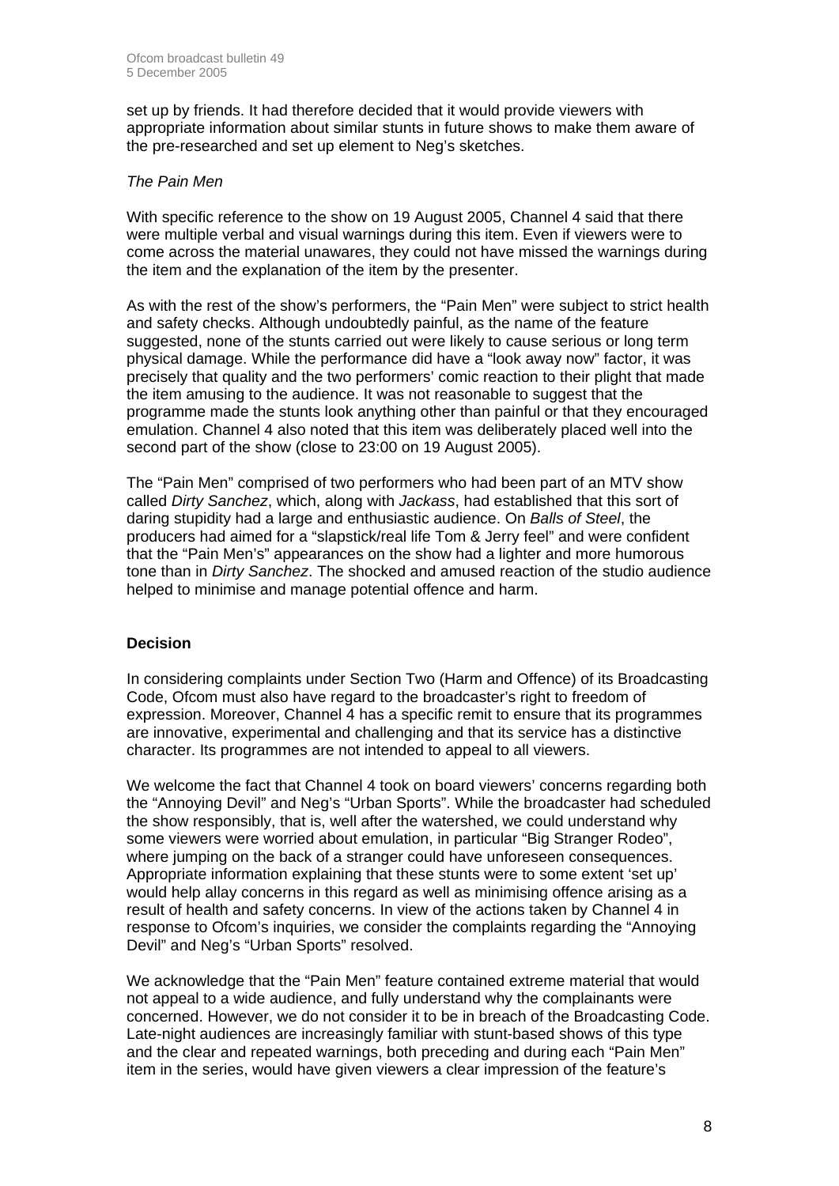set up by friends. It had therefore decided that it would provide viewers with appropriate information about similar stunts in future shows to make them aware of the pre-researched and set up element to Neg's sketches.

*The Pain Men*

With specific reference to the show on 19 August 2005, Channel 4 said that there were multiple verbal and visual warnings during this item. Even if viewers were to come across the material unawares, they could not have missed the warnings during the item and the explanation of the item by the presenter.

As with the rest of the show's performers, the "Pain Men" were subject to strict health and safety checks. Although undoubtedly painful, as the name of the feature suggested, none of the stunts carried out were likely to cause serious or long term physical damage. While the performance did have a "look away now" factor, it was precisely that quality and the two performers' comic reaction to their plight that made the item amusing to the audience. It was not reasonable to suggest that the programme made the stunts look anything other than painful or that they encouraged emulation. Channel 4 also noted that this item was deliberately placed well into the second part of the show (close to 23:00 on 19 August 2005).

The "Pain Men" comprised of two performers who had been part of an MTV show called *Dirty Sanchez*, which, along with *Jackass*, had established that this sort of daring stupidity had a large and enthusiastic audience. On *Balls of Steel*, the producers had aimed for a "slapstick/real life Tom & Jerry feel" and were confident that the "Pain Men's" appearances on the show had a lighter and more humorous tone than in *Dirty Sanchez*. The shocked and amused reaction of the studio audience helped to minimise and manage potential offence and harm.

**Decision**

In considering complaints under Section Two (Harm and Offence) of its Broadcasting Code, Ofcom must also have regard to the broadcaster's right to freedom of expression. Moreover, Channel 4 has a specific remit to ensure that its programmes are innovative, experimental and challenging and that its service has a distinctive character. Its programmes are not intended to appeal to all viewers.

We welcome the fact that Channel 4 took on board viewers' concerns regarding both the "Annoying Devil" and Neg's "Urban Sports". While the broadcaster had scheduled the show responsibly, that is, well after the watershed, we could understand why some viewers were worried about emulation, in particular "Big Stranger Rodeo", where jumping on the back of a stranger could have unforeseen consequences. Appropriate information explaining that these stunts were to some extent 'set up' would help allay concerns in this regard as well as minimising offence arising as a result of health and safety concerns. In view of the actions taken by Channel 4 in response to Ofcom's inquiries, we consider the complaints regarding the "Annoying Devil" and Neg's "Urban Sports" resolved.

We acknowledge that the "Pain Men" feature contained extreme material that would not appeal to a wide audience, and fully understand why the complainants were concerned. However, we do not consider it to be in breach of the Broadcasting Code. Late-night audiences are increasingly familiar with stunt-based shows of this type and the clear and repeated warnings, both preceding and during each "Pain Men" item in the series, would have given viewers a clear impression of the feature's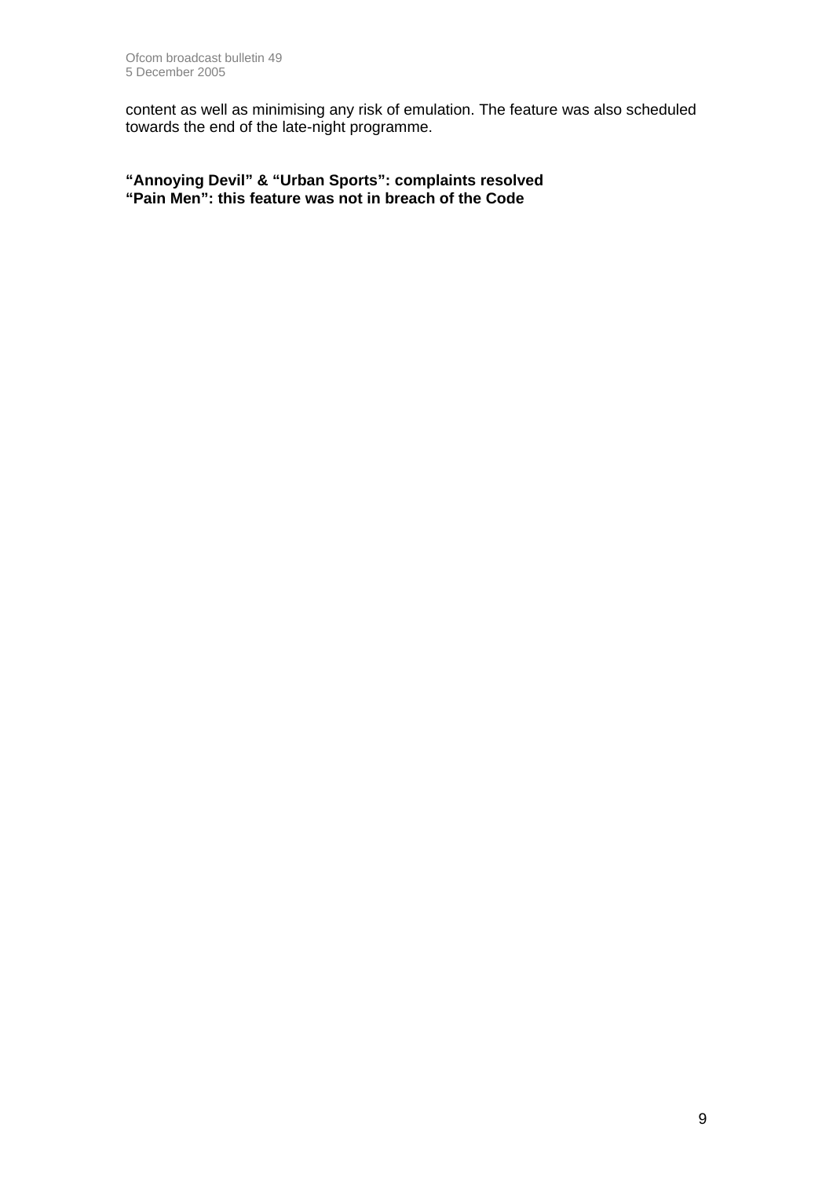content as well as minimising any risk of emulation. The feature was also scheduled towards the end of the late-night programme.

**"Annoying Devil" & "Urban Sports": complaints resolved**
**"Pain Men": this feature was not in breach of the Code**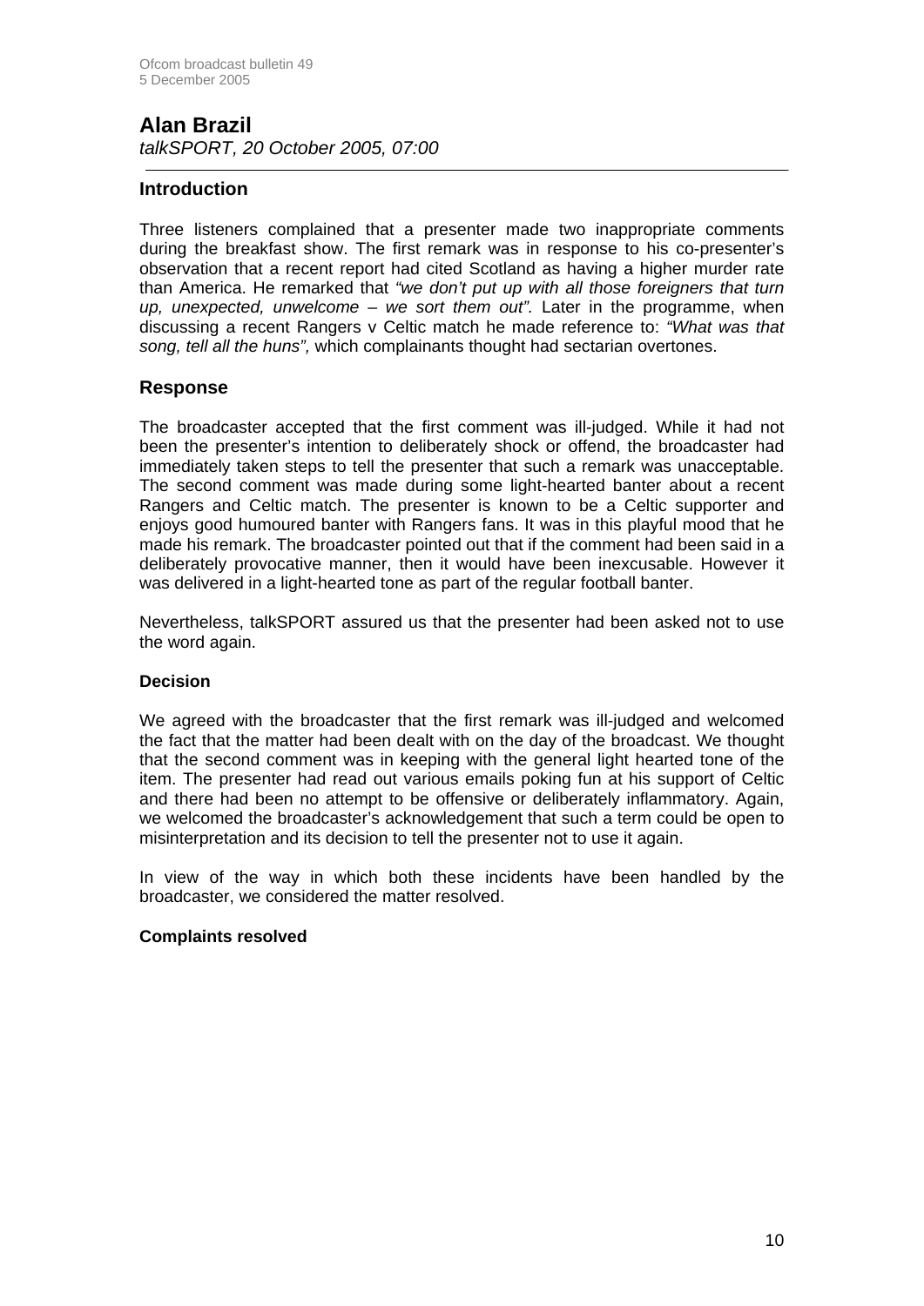## Alan Brazil

*talkSPORT, 20 October 2005, 07:00*

### Introduction

Three listeners complained that a presenter made two inappropriate comments during the breakfast show. The first remark was in response to his co-presenter's observation that a recent report had cited Scotland as having a higher murder rate than America. He remarked that *"we don't put up with all those foreigners that turn up, unexpected, unwelcome – we sort them out".* Later in the programme, when discussing a recent Rangers v Celtic match he made reference to: *"What was that song, tell all the huns",* which complainants thought had sectarian overtones.

### Response

The broadcaster accepted that the first comment was ill-judged. While it had not been the presenter's intention to deliberately shock or offend, the broadcaster had immediately taken steps to tell the presenter that such a remark was unacceptable. The second comment was made during some light-hearted banter about a recent Rangers and Celtic match. The presenter is known to be a Celtic supporter and enjoys good humoured banter with Rangers fans. It was in this playful mood that he made his remark. The broadcaster pointed out that if the comment had been said in a deliberately provocative manner, then it would have been inexcusable. However it was delivered in a light-hearted tone as part of the regular football banter.

Nevertheless, talkSPORT assured us that the presenter had been asked not to use the word again.

#### Decision

We agreed with the broadcaster that the first remark was ill-judged and welcomed the fact that the matter had been dealt with on the day of the broadcast. We thought that the second comment was in keeping with the general light hearted tone of the item. The presenter had read out various emails poking fun at his support of Celtic and there had been no attempt to be offensive or deliberately inflammatory. Again, we welcomed the broadcaster's acknowledgement that such a term could be open to misinterpretation and its decision to tell the presenter not to use it again.

In view of the way in which both these incidents have been handled by the broadcaster, we considered the matter resolved.

**Complaints resolved**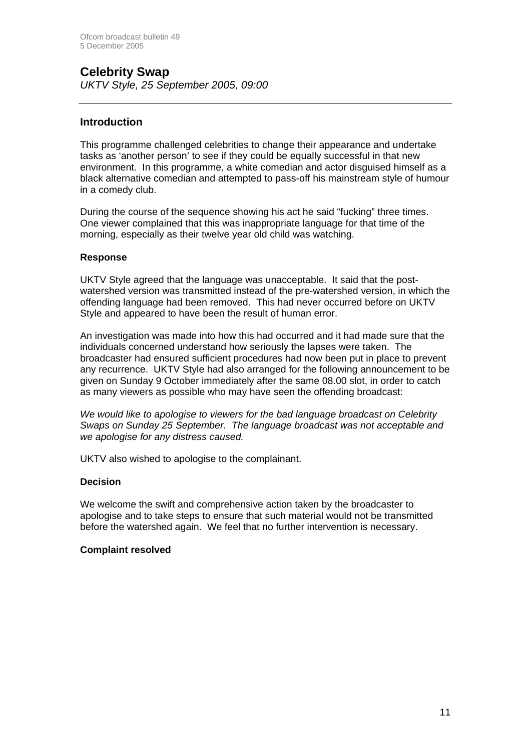## Celebrity Swap

*UKTV Style, 25 September 2005, 09:00*

---

### Introduction

This programme challenged celebrities to change their appearance and undertake tasks as 'another person' to see if they could be equally successful in that new environment. In this programme, a white comedian and actor disguised himself as a black alternative comedian and attempted to pass-off his mainstream style of humour in a comedy club.

During the course of the sequence showing his act he said "fucking" three times. One viewer complained that this was inappropriate language for that time of the morning, especially as their twelve year old child was watching.

#### Response

UKTV Style agreed that the language was unacceptable. It said that the post-watershed version was transmitted instead of the pre-watershed version, in which the offending language had been removed. This had never occurred before on UKTV Style and appeared to have been the result of human error.

An investigation was made into how this had occurred and it had made sure that the individuals concerned understand how seriously the lapses were taken. The broadcaster had ensured sufficient procedures had now been put in place to prevent any recurrence. UKTV Style had also arranged for the following announcement to be given on Sunday 9 October immediately after the same 08.00 slot, in order to catch as many viewers as possible who may have seen the offending broadcast:

*We would like to apologise to viewers for the bad language broadcast on Celebrity Swaps on Sunday 25 September. The language broadcast was not acceptable and we apologise for any distress caused.*

UKTV also wished to apologise to the complainant.

#### Decision

We welcome the swift and comprehensive action taken by the broadcaster to apologise and to take steps to ensure that such material would not be transmitted before the watershed again. We feel that no further intervention is necessary.

**Complaint resolved**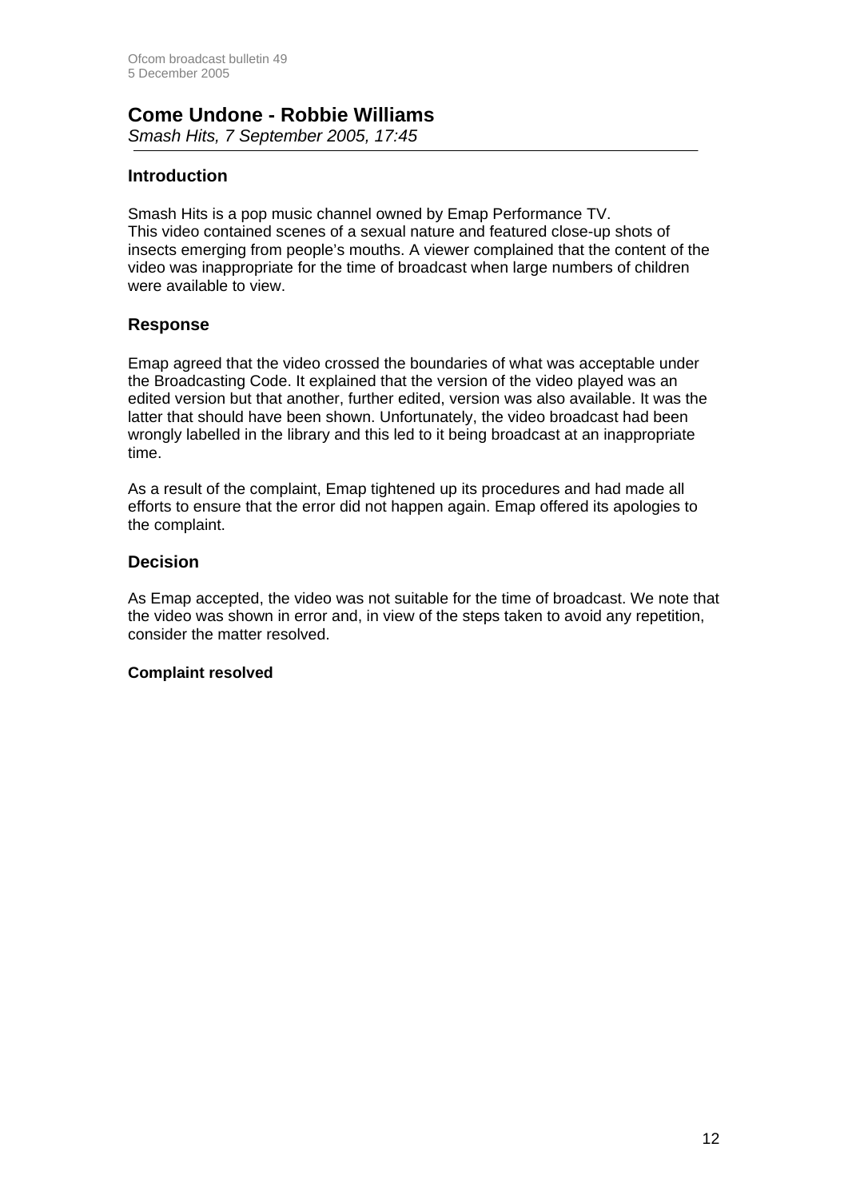## Come Undone - Robbie Williams

*Smash Hits, 7 September 2005, 17:45*

### Introduction

Smash Hits is a pop music channel owned by Emap Performance TV.
This video contained scenes of a sexual nature and featured close-up shots of insects emerging from people's mouths. A viewer complained that the content of the video was inappropriate for the time of broadcast when large numbers of children were available to view.

### Response

Emap agreed that the video crossed the boundaries of what was acceptable under the Broadcasting Code. It explained that the version of the video played was an edited version but that another, further edited, version was also available. It was the latter that should have been shown. Unfortunately, the video broadcast had been wrongly labelled in the library and this led to it being broadcast at an inappropriate time.

As a result of the complaint, Emap tightened up its procedures and had made all efforts to ensure that the error did not happen again. Emap offered its apologies to the complaint.

### Decision

As Emap accepted, the video was not suitable for the time of broadcast. We note that the video was shown in error and, in view of the steps taken to avoid any repetition, consider the matter resolved.

**Complaint resolved**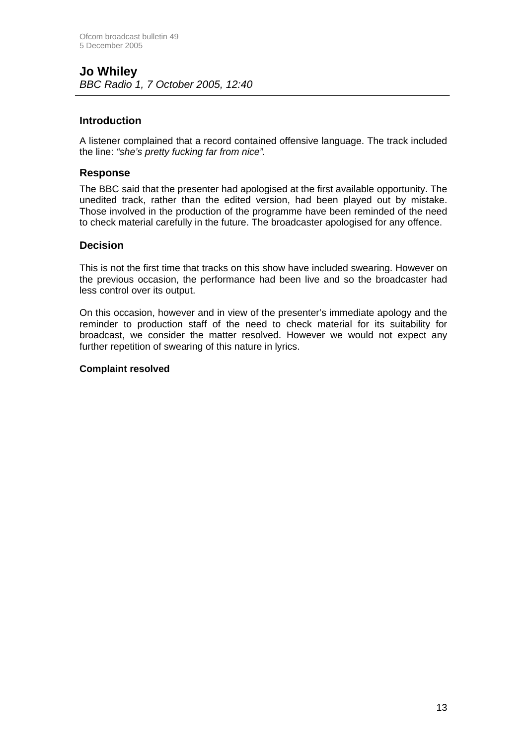## Jo Whiley

*BBC Radio 1, 7 October 2005, 12:40*

### Introduction

A listener complained that a record contained offensive language. The track included the line: *"she's pretty fucking far from nice".*

### Response

The BBC said that the presenter had apologised at the first available opportunity. The unedited track, rather than the edited version, had been played out by mistake. Those involved in the production of the programme have been reminded of the need to check material carefully in the future. The broadcaster apologised for any offence.

### Decision

This is not the first time that tracks on this show have included swearing. However on the previous occasion, the performance had been live and so the broadcaster had less control over its output.

On this occasion, however and in view of the presenter's immediate apology and the reminder to production staff of the need to check material for its suitability for broadcast, we consider the matter resolved. However we would not expect any further repetition of swearing of this nature in lyrics.

**Complaint resolved**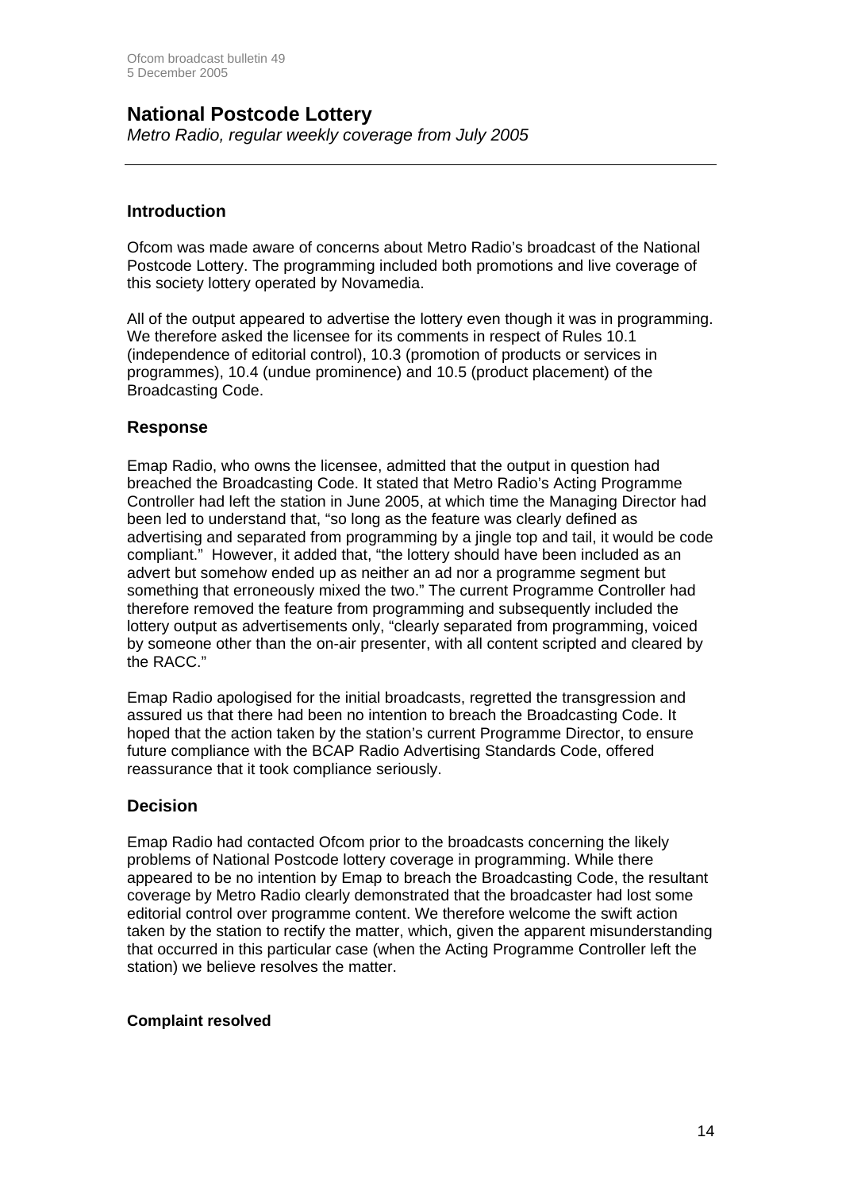## National Postcode Lottery

*Metro Radio, regular weekly coverage from July 2005*

---

### Introduction

Ofcom was made aware of concerns about Metro Radio's broadcast of the National Postcode Lottery. The programming included both promotions and live coverage of this society lottery operated by Novamedia.

All of the output appeared to advertise the lottery even though it was in programming. We therefore asked the licensee for its comments in respect of Rules 10.1 (independence of editorial control), 10.3 (promotion of products or services in programmes), 10.4 (undue prominence) and 10.5 (product placement) of the Broadcasting Code.

### Response

Emap Radio, who owns the licensee, admitted that the output in question had breached the Broadcasting Code. It stated that Metro Radio's Acting Programme Controller had left the station in June 2005, at which time the Managing Director had been led to understand that, "so long as the feature was clearly defined as advertising and separated from programming by a jingle top and tail, it would be code compliant." However, it added that, "the lottery should have been included as an advert but somehow ended up as neither an ad nor a programme segment but something that erroneously mixed the two." The current Programme Controller had therefore removed the feature from programming and subsequently included the lottery output as advertisements only, "clearly separated from programming, voiced by someone other than the on-air presenter, with all content scripted and cleared by the RACC."

Emap Radio apologised for the initial broadcasts, regretted the transgression and assured us that there had been no intention to breach the Broadcasting Code. It hoped that the action taken by the station's current Programme Director, to ensure future compliance with the BCAP Radio Advertising Standards Code, offered reassurance that it took compliance seriously.

### Decision

Emap Radio had contacted Ofcom prior to the broadcasts concerning the likely problems of National Postcode lottery coverage in programming. While there appeared to be no intention by Emap to breach the Broadcasting Code, the resultant coverage by Metro Radio clearly demonstrated that the broadcaster had lost some editorial control over programme content. We therefore welcome the swift action taken by the station to rectify the matter, which, given the apparent misunderstanding that occurred in this particular case (when the Acting Programme Controller left the station) we believe resolves the matter.

**Complaint resolved**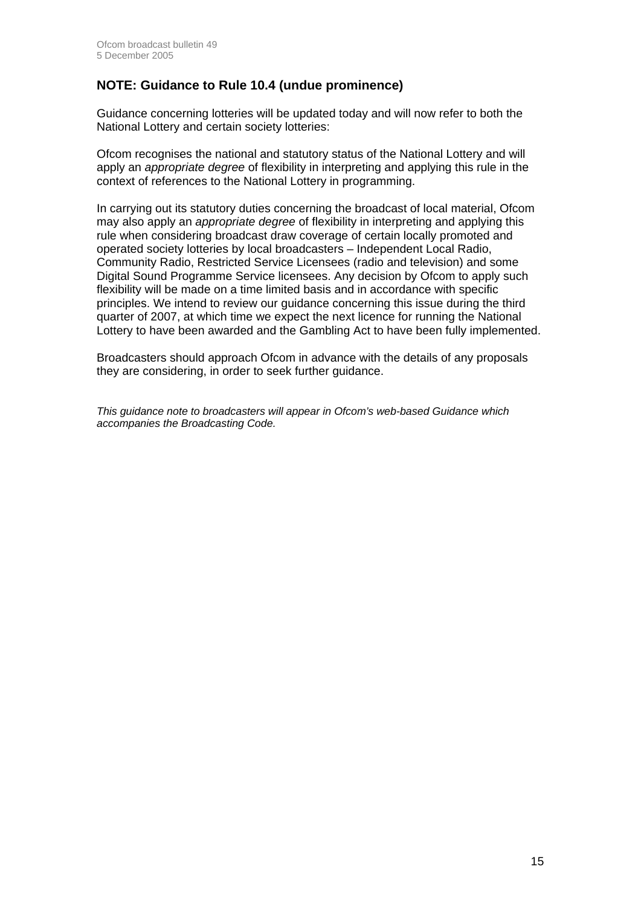## NOTE: Guidance to Rule 10.4 (undue prominence)

Guidance concerning lotteries will be updated today and will now refer to both the National Lottery and certain society lotteries:

Ofcom recognises the national and statutory status of the National Lottery and will apply an *appropriate degree* of flexibility in interpreting and applying this rule in the context of references to the National Lottery in programming.

In carrying out its statutory duties concerning the broadcast of local material, Ofcom may also apply an *appropriate degree* of flexibility in interpreting and applying this rule when considering broadcast draw coverage of certain locally promoted and operated society lotteries by local broadcasters – Independent Local Radio, Community Radio, Restricted Service Licensees (radio and television) and some Digital Sound Programme Service licensees. Any decision by Ofcom to apply such flexibility will be made on a time limited basis and in accordance with specific principles. We intend to review our guidance concerning this issue during the third quarter of 2007, at which time we expect the next licence for running the National Lottery to have been awarded and the Gambling Act to have been fully implemented.

Broadcasters should approach Ofcom in advance with the details of any proposals they are considering, in order to seek further guidance.

*This guidance note to broadcasters will appear in Ofcom's web-based Guidance which accompanies the Broadcasting Code.*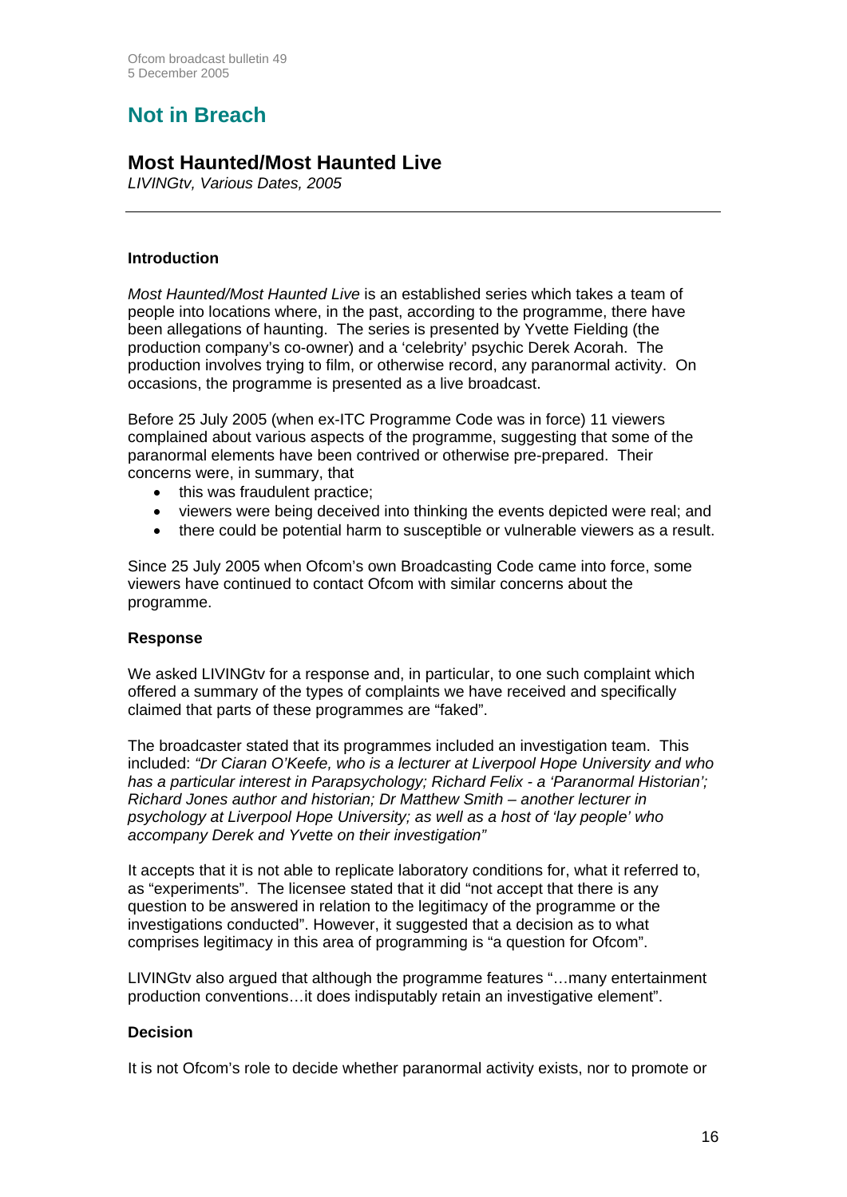## Not in Breach

### Most Haunted/Most Haunted Live

*LIVINGtv, Various Dates, 2005*

---

**Introduction**

*Most Haunted/Most Haunted Live* is an established series which takes a team of people into locations where, in the past, according to the programme, there have been allegations of haunting. The series is presented by Yvette Fielding (the production company's co-owner) and a 'celebrity' psychic Derek Acorah. The production involves trying to film, or otherwise record, any paranormal activity. On occasions, the programme is presented as a live broadcast.

Before 25 July 2005 (when ex-ITC Programme Code was in force) 11 viewers complained about various aspects of the programme, suggesting that some of the paranormal elements have been contrived or otherwise pre-prepared. Their concerns were, in summary, that

- this was fraudulent practice;
- viewers were being deceived into thinking the events depicted were real; and
- there could be potential harm to susceptible or vulnerable viewers as a result.

Since 25 July 2005 when Ofcom's own Broadcasting Code came into force, some viewers have continued to contact Ofcom with similar concerns about the programme.

**Response**

We asked LIVINGtv for a response and, in particular, to one such complaint which offered a summary of the types of complaints we have received and specifically claimed that parts of these programmes are "faked".

The broadcaster stated that its programmes included an investigation team. This included: *"Dr Ciaran O'Keefe, who is a lecturer at Liverpool Hope University and who has a particular interest in Parapsychology; Richard Felix - a 'Paranormal Historian'; Richard Jones author and historian; Dr Matthew Smith – another lecturer in psychology at Liverpool Hope University; as well as a host of 'lay people' who accompany Derek and Yvette on their investigation"*

It accepts that it is not able to replicate laboratory conditions for, what it referred to, as "experiments". The licensee stated that it did "not accept that there is any question to be answered in relation to the legitimacy of the programme or the investigations conducted". However, it suggested that a decision as to what comprises legitimacy in this area of programming is "a question for Ofcom".

LIVINGtv also argued that although the programme features "…many entertainment production conventions…it does indisputably retain an investigative element".

**Decision**

It is not Ofcom's role to decide whether paranormal activity exists, nor to promote or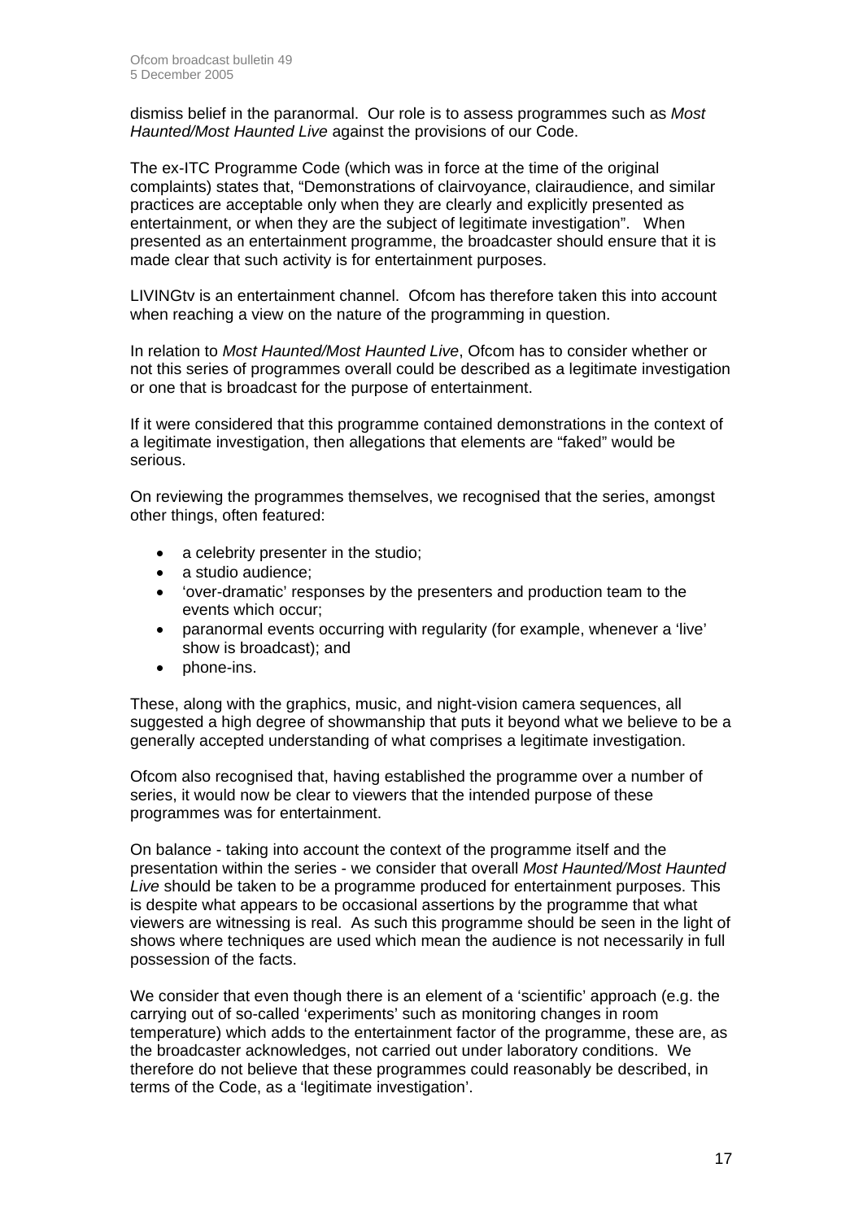dismiss belief in the paranormal. Our role is to assess programmes such as *Most Haunted/Most Haunted Live* against the provisions of our Code.

The ex-ITC Programme Code (which was in force at the time of the original complaints) states that, "Demonstrations of clairvoyance, clairaudience, and similar practices are acceptable only when they are clearly and explicitly presented as entertainment, or when they are the subject of legitimate investigation". When presented as an entertainment programme, the broadcaster should ensure that it is made clear that such activity is for entertainment purposes.

LIVINGtv is an entertainment channel. Ofcom has therefore taken this into account when reaching a view on the nature of the programming in question.

In relation to *Most Haunted/Most Haunted Live*, Ofcom has to consider whether or not this series of programmes overall could be described as a legitimate investigation or one that is broadcast for the purpose of entertainment.

If it were considered that this programme contained demonstrations in the context of a legitimate investigation, then allegations that elements are "faked" would be serious.

On reviewing the programmes themselves, we recognised that the series, amongst other things, often featured:

- a celebrity presenter in the studio;
- a studio audience;
- 'over-dramatic' responses by the presenters and production team to the events which occur;
- paranormal events occurring with regularity (for example, whenever a 'live' show is broadcast); and
- phone-ins.

These, along with the graphics, music, and night-vision camera sequences, all suggested a high degree of showmanship that puts it beyond what we believe to be a generally accepted understanding of what comprises a legitimate investigation.

Ofcom also recognised that, having established the programme over a number of series, it would now be clear to viewers that the intended purpose of these programmes was for entertainment.

On balance - taking into account the context of the programme itself and the presentation within the series - we consider that overall *Most Haunted/Most Haunted Live* should be taken to be a programme produced for entertainment purposes. This is despite what appears to be occasional assertions by the programme that what viewers are witnessing is real. As such this programme should be seen in the light of shows where techniques are used which mean the audience is not necessarily in full possession of the facts.

We consider that even though there is an element of a 'scientific' approach (e.g. the carrying out of so-called 'experiments' such as monitoring changes in room temperature) which adds to the entertainment factor of the programme, these are, as the broadcaster acknowledges, not carried out under laboratory conditions. We therefore do not believe that these programmes could reasonably be described, in terms of the Code, as a 'legitimate investigation'.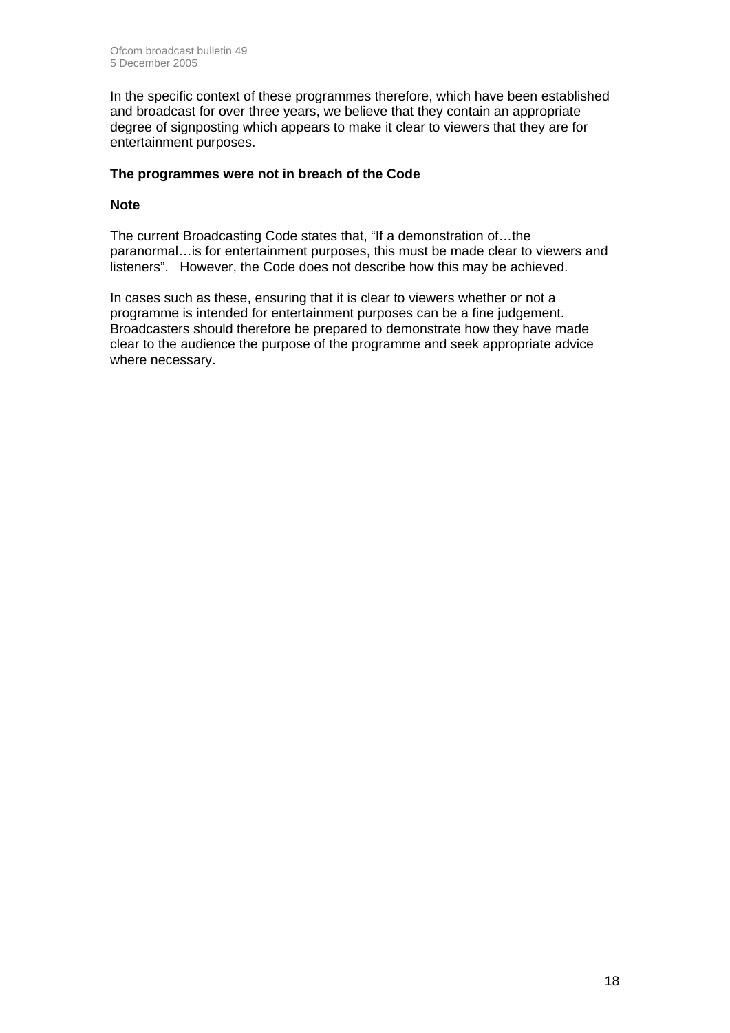In the specific context of these programmes therefore, which have been established and broadcast for over three years, we believe that they contain an appropriate degree of signposting which appears to make it clear to viewers that they are for entertainment purposes.

**The programmes were not in breach of the Code**

**Note**

The current Broadcasting Code states that, "If a demonstration of…the paranormal…is for entertainment purposes, this must be made clear to viewers and listeners". However, the Code does not describe how this may be achieved.

In cases such as these, ensuring that it is clear to viewers whether or not a programme is intended for entertainment purposes can be a fine judgement. Broadcasters should therefore be prepared to demonstrate how they have made clear to the audience the purpose of the programme and seek appropriate advice where necessary.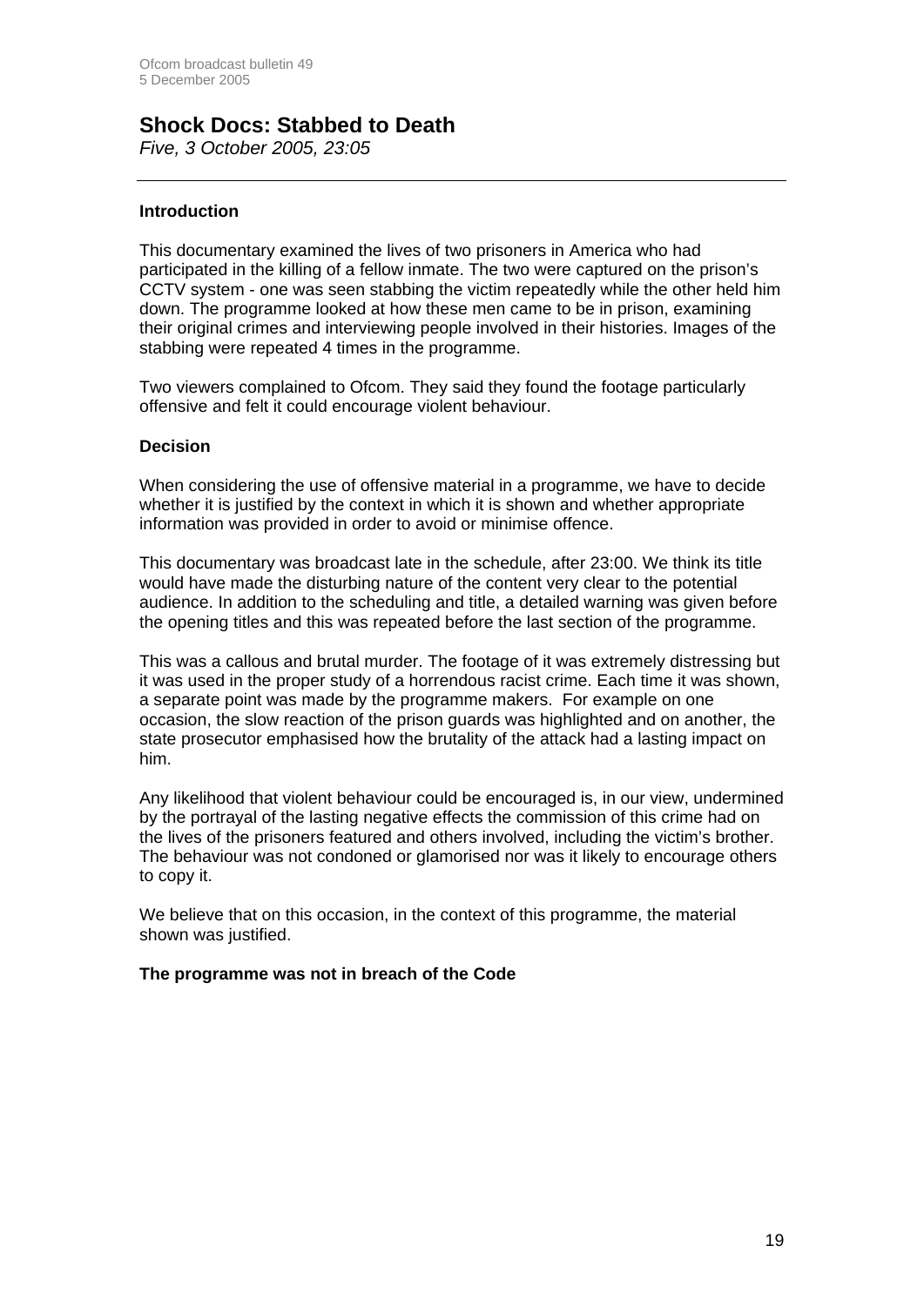## Shock Docs: Stabbed to Death

*Five, 3 October 2005, 23:05*

---

### Introduction

This documentary examined the lives of two prisoners in America who had participated in the killing of a fellow inmate. The two were captured on the prison's CCTV system - one was seen stabbing the victim repeatedly while the other held him down. The programme looked at how these men came to be in prison, examining their original crimes and interviewing people involved in their histories. Images of the stabbing were repeated 4 times in the programme.

Two viewers complained to Ofcom. They said they found the footage particularly offensive and felt it could encourage violent behaviour.

### Decision

When considering the use of offensive material in a programme, we have to decide whether it is justified by the context in which it is shown and whether appropriate information was provided in order to avoid or minimise offence.

This documentary was broadcast late in the schedule, after 23:00. We think its title would have made the disturbing nature of the content very clear to the potential audience. In addition to the scheduling and title, a detailed warning was given before the opening titles and this was repeated before the last section of the programme.

This was a callous and brutal murder. The footage of it was extremely distressing but it was used in the proper study of a horrendous racist crime. Each time it was shown, a separate point was made by the programme makers. For example on one occasion, the slow reaction of the prison guards was highlighted and on another, the state prosecutor emphasised how the brutality of the attack had a lasting impact on him.

Any likelihood that violent behaviour could be encouraged is, in our view, undermined by the portrayal of the lasting negative effects the commission of this crime had on the lives of the prisoners featured and others involved, including the victim's brother. The behaviour was not condoned or glamorised nor was it likely to encourage others to copy it.

We believe that on this occasion, in the context of this programme, the material shown was justified.

**The programme was not in breach of the Code**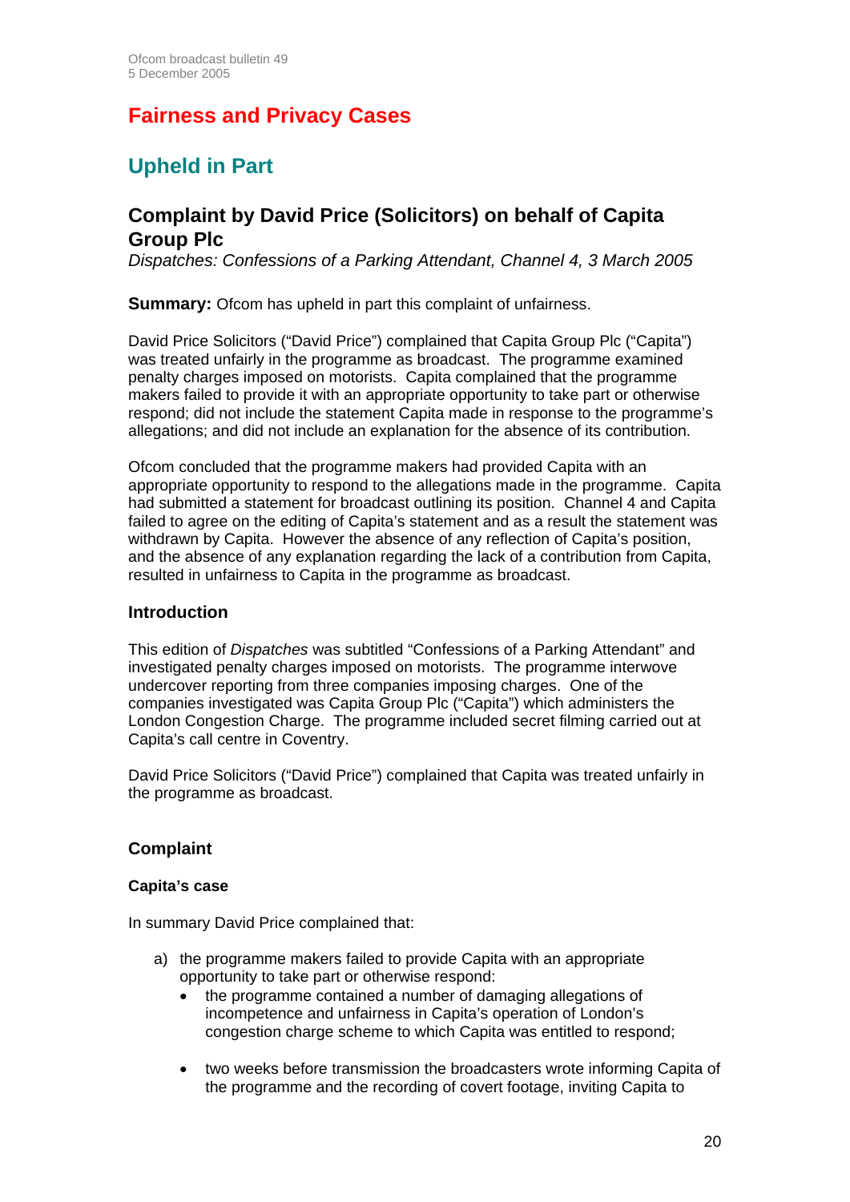# Fairness and Privacy Cases

## Upheld in Part

### Complaint by David Price (Solicitors) on behalf of Capita Group Plc

*Dispatches: Confessions of a Parking Attendant, Channel 4, 3 March 2005*

**Summary:** Ofcom has upheld in part this complaint of unfairness.

David Price Solicitors ("David Price") complained that Capita Group Plc ("Capita") was treated unfairly in the programme as broadcast. The programme examined penalty charges imposed on motorists. Capita complained that the programme makers failed to provide it with an appropriate opportunity to take part or otherwise respond; did not include the statement Capita made in response to the programme's allegations; and did not include an explanation for the absence of its contribution.

Ofcom concluded that the programme makers had provided Capita with an appropriate opportunity to respond to the allegations made in the programme. Capita had submitted a statement for broadcast outlining its position. Channel 4 and Capita failed to agree on the editing of Capita's statement and as a result the statement was withdrawn by Capita. However the absence of any reflection of Capita's position, and the absence of any explanation regarding the lack of a contribution from Capita, resulted in unfairness to Capita in the programme as broadcast.

#### Introduction

This edition of *Dispatches* was subtitled "Confessions of a Parking Attendant" and investigated penalty charges imposed on motorists. The programme interwove undercover reporting from three companies imposing charges. One of the companies investigated was Capita Group Plc ("Capita") which administers the London Congestion Charge. The programme included secret filming carried out at Capita's call centre in Coventry.

David Price Solicitors ("David Price") complained that Capita was treated unfairly in the programme as broadcast.

#### Complaint

**Capita's case**

In summary David Price complained that:

a) the programme makers failed to provide Capita with an appropriate opportunity to take part or otherwise respond:
   - the programme contained a number of damaging allegations of incompetence and unfairness in Capita's operation of London's congestion charge scheme to which Capita was entitled to respond;
   - two weeks before transmission the broadcasters wrote informing Capita of the programme and the recording of covert footage, inviting Capita to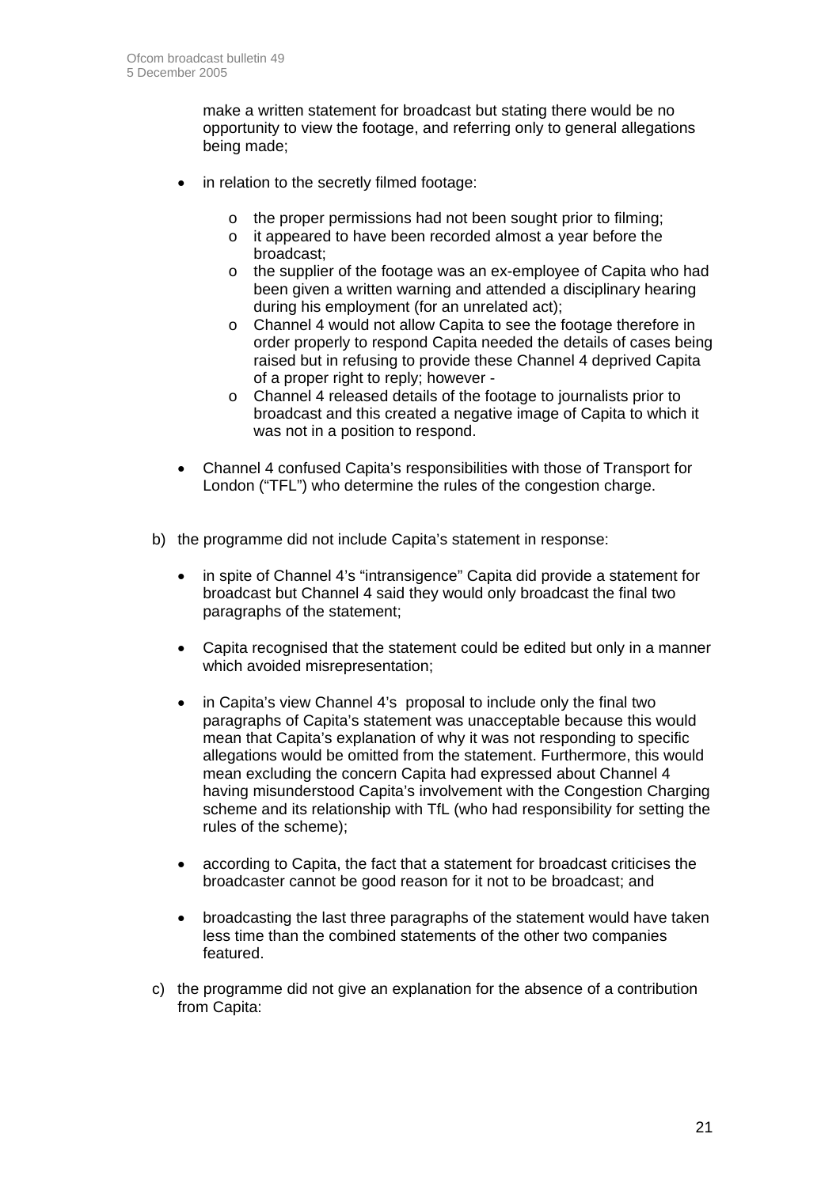make a written statement for broadcast but stating there would be no opportunity to view the footage, and referring only to general allegations being made;

- in relation to the secretly filmed footage:
  - the proper permissions had not been sought prior to filming;
  - it appeared to have been recorded almost a year before the broadcast;
  - the supplier of the footage was an ex-employee of Capita who had been given a written warning and attended a disciplinary hearing during his employment (for an unrelated act);
  - Channel 4 would not allow Capita to see the footage therefore in order properly to respond Capita needed the details of cases being raised but in refusing to provide these Channel 4 deprived Capita of a proper right to reply; however -
  - Channel 4 released details of the footage to journalists prior to broadcast and this created a negative image of Capita to which it was not in a position to respond.

- Channel 4 confused Capita's responsibilities with those of Transport for London ("TFL") who determine the rules of the congestion charge.

b) the programme did not include Capita's statement in response:

- in spite of Channel 4's "intransigence" Capita did provide a statement for broadcast but Channel 4 said they would only broadcast the final two paragraphs of the statement;

- Capita recognised that the statement could be edited but only in a manner which avoided misrepresentation;

- in Capita's view Channel 4's proposal to include only the final two paragraphs of Capita's statement was unacceptable because this would mean that Capita's explanation of why it was not responding to specific allegations would be omitted from the statement. Furthermore, this would mean excluding the concern Capita had expressed about Channel 4 having misunderstood Capita's involvement with the Congestion Charging scheme and its relationship with TfL (who had responsibility for setting the rules of the scheme);

- according to Capita, the fact that a statement for broadcast criticises the broadcaster cannot be good reason for it not to be broadcast; and

- broadcasting the last three paragraphs of the statement would have taken less time than the combined statements of the other two companies featured.

c) the programme did not give an explanation for the absence of a contribution from Capita: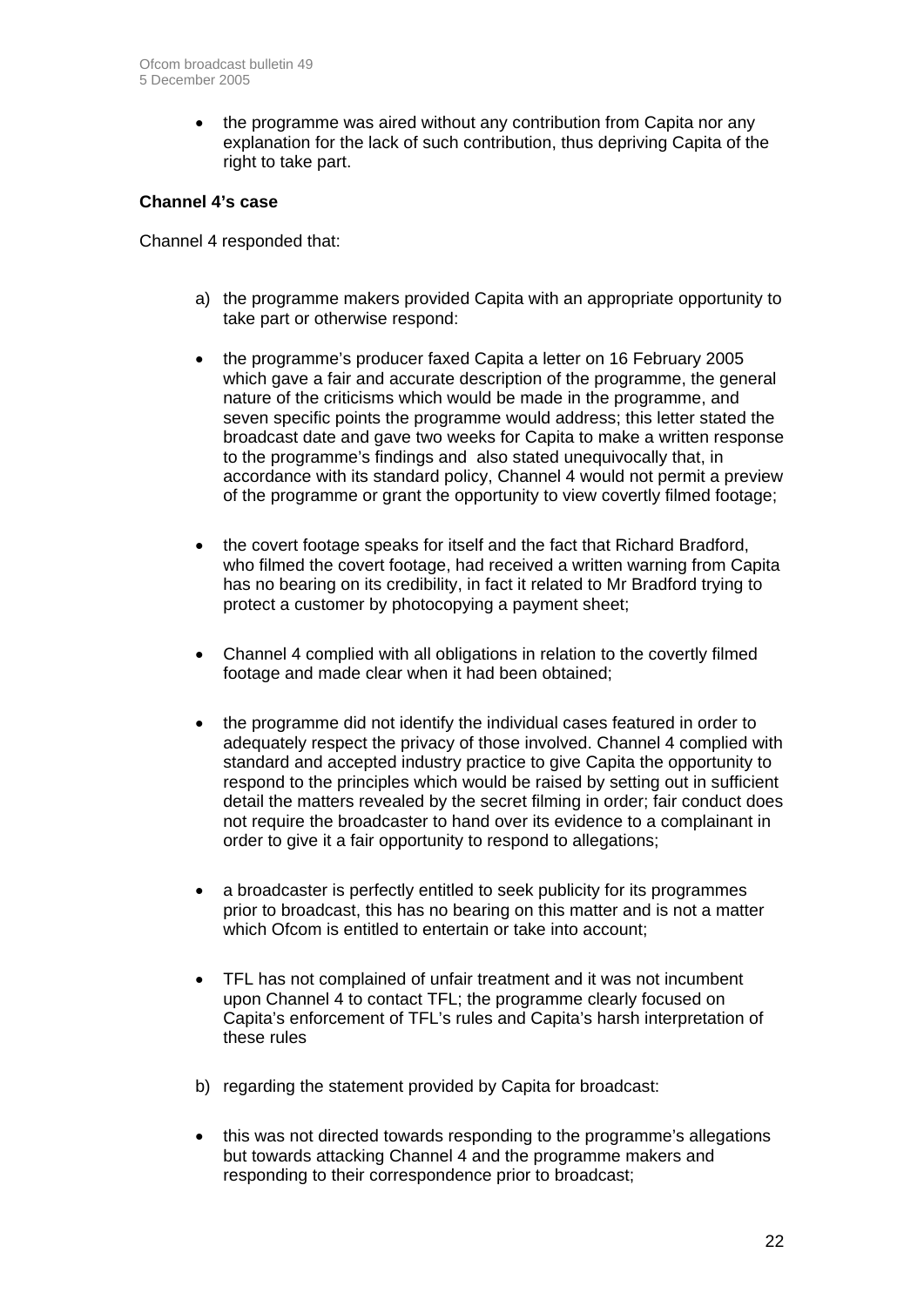- the programme was aired without any contribution from Capita nor any explanation for the lack of such contribution, thus depriving Capita of the right to take part.

**Channel 4's case**

Channel 4 responded that:

a) the programme makers provided Capita with an appropriate opportunity to take part or otherwise respond:

- the programme's producer faxed Capita a letter on 16 February 2005 which gave a fair and accurate description of the programme, the general nature of the criticisms which would be made in the programme, and seven specific points the programme would address; this letter stated the broadcast date and gave two weeks for Capita to make a written response to the programme's findings and also stated unequivocally that, in accordance with its standard policy, Channel 4 would not permit a preview of the programme or grant the opportunity to view covertly filmed footage;

- the covert footage speaks for itself and the fact that Richard Bradford, who filmed the covert footage, had received a written warning from Capita has no bearing on its credibility, in fact it related to Mr Bradford trying to protect a customer by photocopying a payment sheet;

- Channel 4 complied with all obligations in relation to the covertly filmed footage and made clear when it had been obtained;

- the programme did not identify the individual cases featured in order to adequately respect the privacy of those involved. Channel 4 complied with standard and accepted industry practice to give Capita the opportunity to respond to the principles which would be raised by setting out in sufficient detail the matters revealed by the secret filming in order; fair conduct does not require the broadcaster to hand over its evidence to a complainant in order to give it a fair opportunity to respond to allegations;

- a broadcaster is perfectly entitled to seek publicity for its programmes prior to broadcast, this has no bearing on this matter and is not a matter which Ofcom is entitled to entertain or take into account;

- TFL has not complained of unfair treatment and it was not incumbent upon Channel 4 to contact TFL; the programme clearly focused on Capita's enforcement of TFL's rules and Capita's harsh interpretation of these rules

b) regarding the statement provided by Capita for broadcast:

- this was not directed towards responding to the programme's allegations but towards attacking Channel 4 and the programme makers and responding to their correspondence prior to broadcast;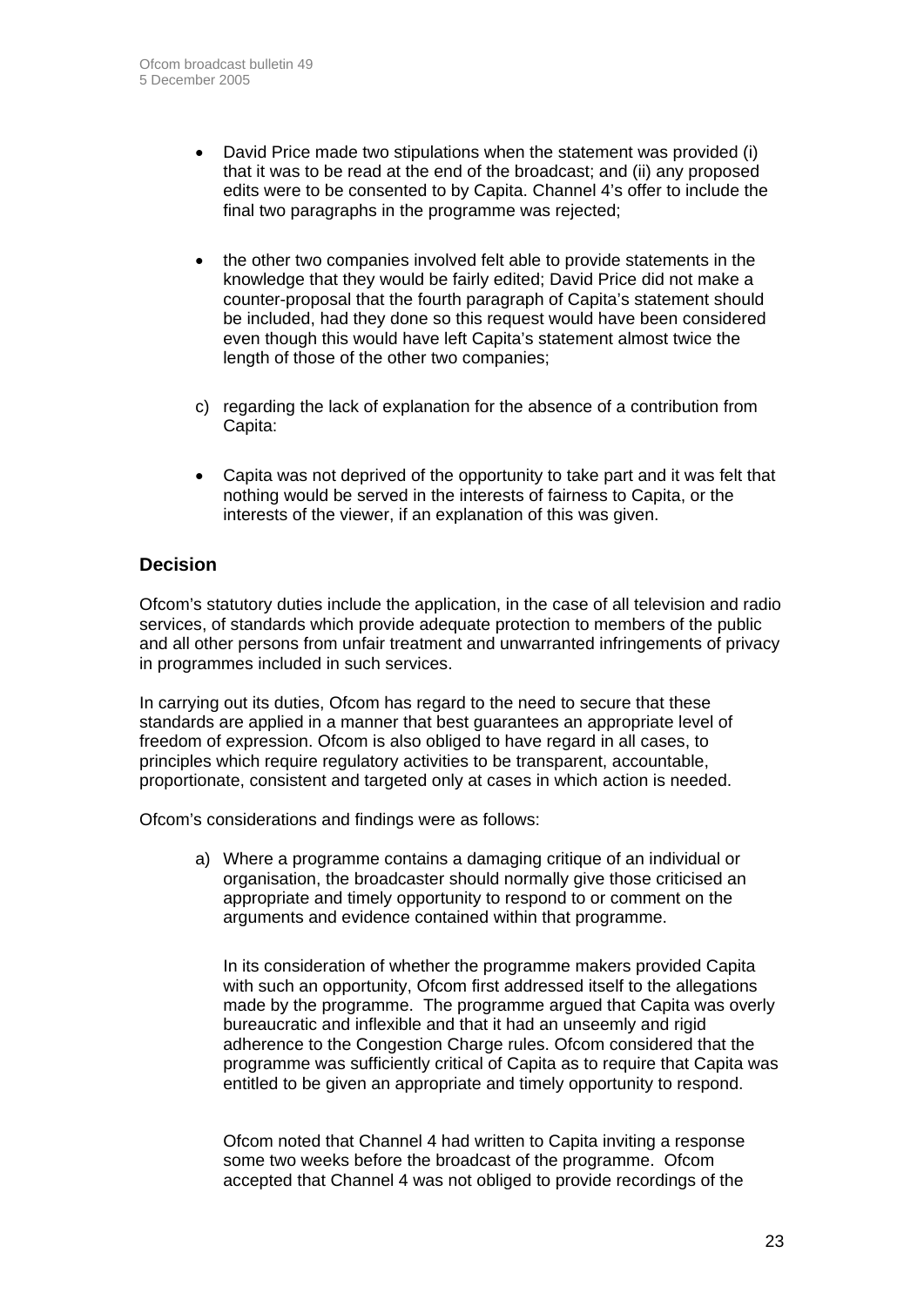- David Price made two stipulations when the statement was provided (i) that it was to be read at the end of the broadcast; and (ii) any proposed edits were to be consented to by Capita. Channel 4's offer to include the final two paragraphs in the programme was rejected;

- the other two companies involved felt able to provide statements in the knowledge that they would be fairly edited; David Price did not make a counter-proposal that the fourth paragraph of Capita's statement should be included, had they done so this request would have been considered even though this would have left Capita's statement almost twice the length of those of the other two companies;

c) regarding the lack of explanation for the absence of a contribution from Capita:

- Capita was not deprived of the opportunity to take part and it was felt that nothing would be served in the interests of fairness to Capita, or the interests of the viewer, if an explanation of this was given.

## Decision

Ofcom's statutory duties include the application, in the case of all television and radio services, of standards which provide adequate protection to members of the public and all other persons from unfair treatment and unwarranted infringements of privacy in programmes included in such services.

In carrying out its duties, Ofcom has regard to the need to secure that these standards are applied in a manner that best guarantees an appropriate level of freedom of expression. Ofcom is also obliged to have regard in all cases, to principles which require regulatory activities to be transparent, accountable, proportionate, consistent and targeted only at cases in which action is needed.

Ofcom's considerations and findings were as follows:

a) Where a programme contains a damaging critique of an individual or organisation, the broadcaster should normally give those criticised an appropriate and timely opportunity to respond to or comment on the arguments and evidence contained within that programme.

   In its consideration of whether the programme makers provided Capita with such an opportunity, Ofcom first addressed itself to the allegations made by the programme. The programme argued that Capita was overly bureaucratic and inflexible and that it had an unseemly and rigid adherence to the Congestion Charge rules. Ofcom considered that the programme was sufficiently critical of Capita as to require that Capita was entitled to be given an appropriate and timely opportunity to respond.

   Ofcom noted that Channel 4 had written to Capita inviting a response some two weeks before the broadcast of the programme. Ofcom accepted that Channel 4 was not obliged to provide recordings of the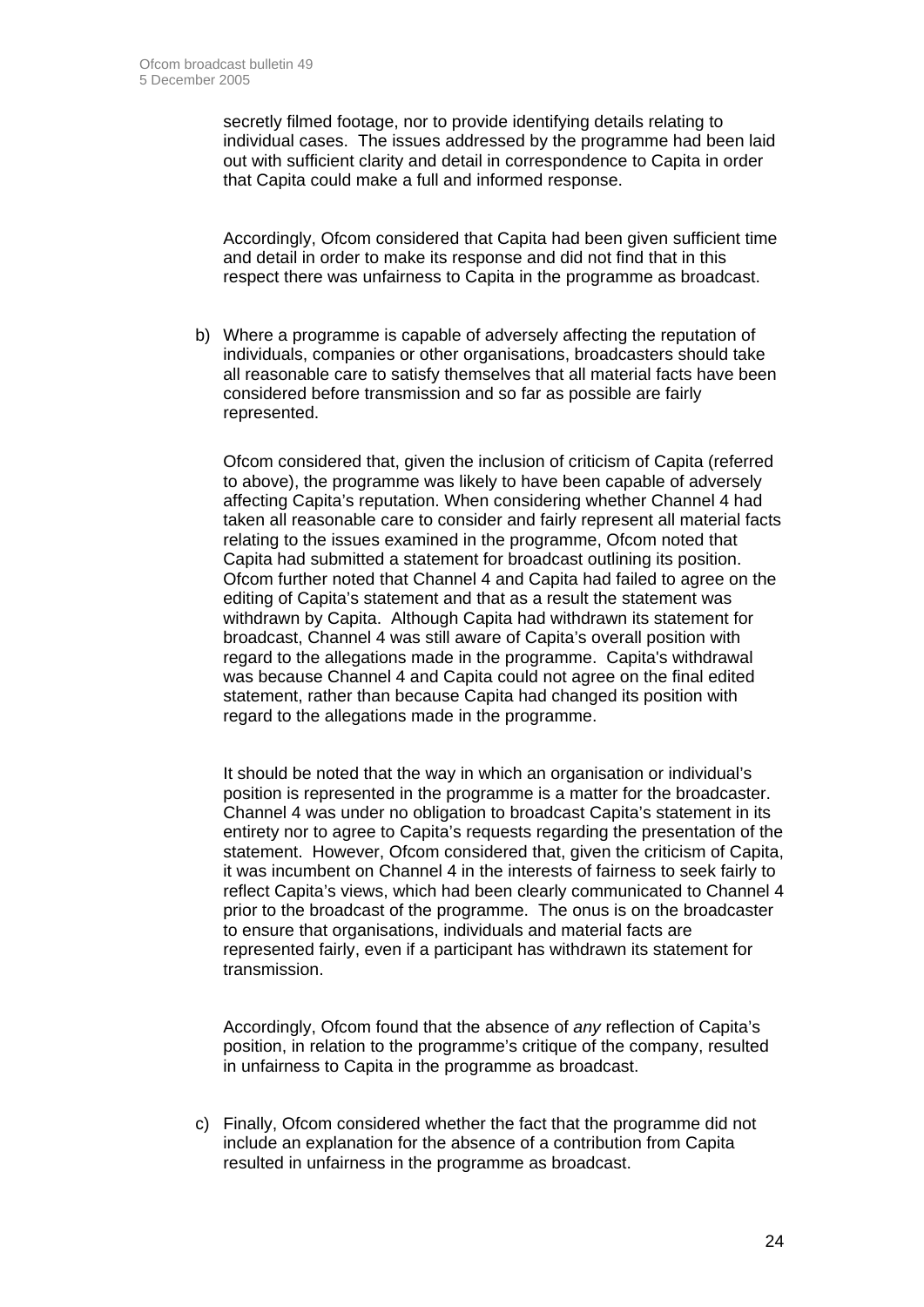secretly filmed footage, nor to provide identifying details relating to individual cases. The issues addressed by the programme had been laid out with sufficient clarity and detail in correspondence to Capita in order that Capita could make a full and informed response.

Accordingly, Ofcom considered that Capita had been given sufficient time and detail in order to make its response and did not find that in this respect there was unfairness to Capita in the programme as broadcast.

b) Where a programme is capable of adversely affecting the reputation of individuals, companies or other organisations, broadcasters should take all reasonable care to satisfy themselves that all material facts have been considered before transmission and so far as possible are fairly represented.

   Ofcom considered that, given the inclusion of criticism of Capita (referred to above), the programme was likely to have been capable of adversely affecting Capita's reputation. When considering whether Channel 4 had taken all reasonable care to consider and fairly represent all material facts relating to the issues examined in the programme, Ofcom noted that Capita had submitted a statement for broadcast outlining its position. Ofcom further noted that Channel 4 and Capita had failed to agree on the editing of Capita's statement and that as a result the statement was withdrawn by Capita. Although Capita had withdrawn its statement for broadcast, Channel 4 was still aware of Capita's overall position with regard to the allegations made in the programme. Capita's withdrawal was because Channel 4 and Capita could not agree on the final edited statement, rather than because Capita had changed its position with regard to the allegations made in the programme.

   It should be noted that the way in which an organisation or individual's position is represented in the programme is a matter for the broadcaster. Channel 4 was under no obligation to broadcast Capita's statement in its entirety nor to agree to Capita's requests regarding the presentation of the statement. However, Ofcom considered that, given the criticism of Capita, it was incumbent on Channel 4 in the interests of fairness to seek fairly to reflect Capita's views, which had been clearly communicated to Channel 4 prior to the broadcast of the programme. The onus is on the broadcaster to ensure that organisations, individuals and material facts are represented fairly, even if a participant has withdrawn its statement for transmission.

   Accordingly, Ofcom found that the absence of *any* reflection of Capita's position, in relation to the programme's critique of the company, resulted in unfairness to Capita in the programme as broadcast.

c) Finally, Ofcom considered whether the fact that the programme did not include an explanation for the absence of a contribution from Capita resulted in unfairness in the programme as broadcast.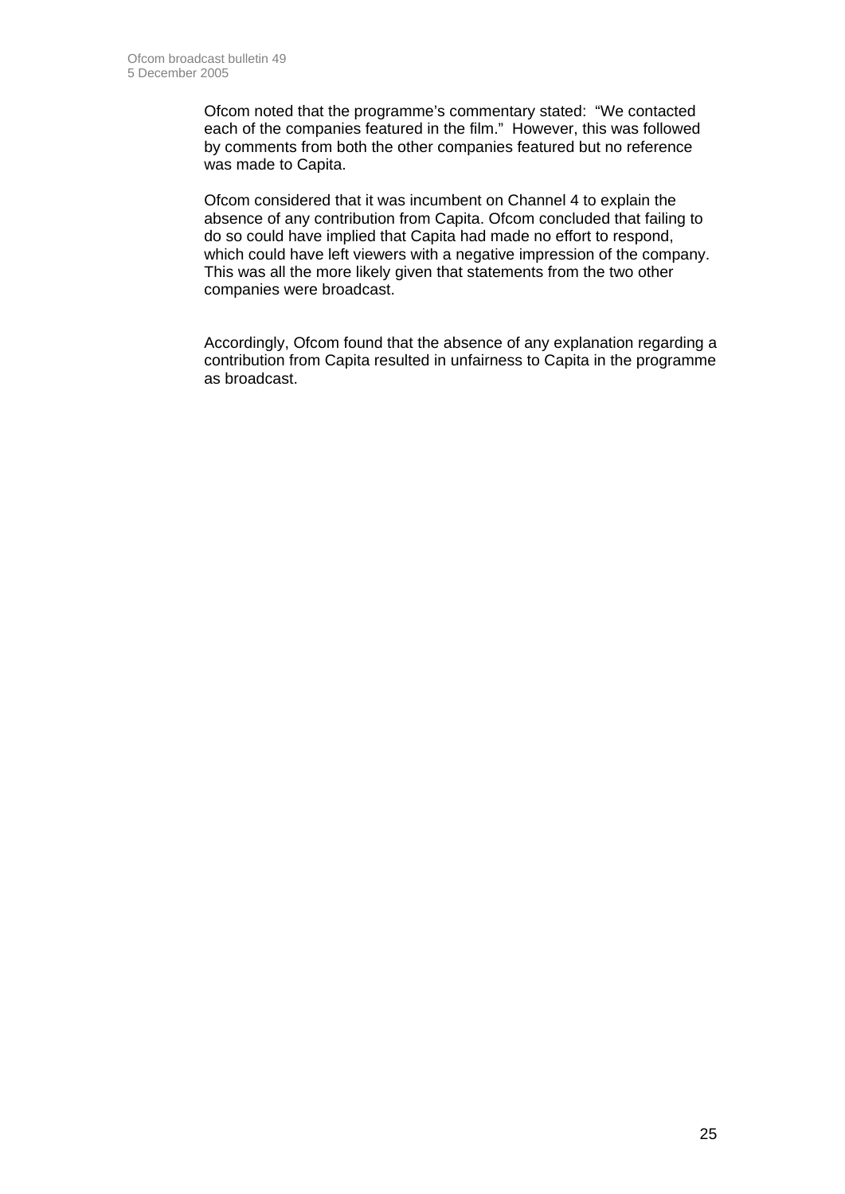Ofcom noted that the programme's commentary stated: "We contacted each of the companies featured in the film." However, this was followed by comments from both the other companies featured but no reference was made to Capita.

Ofcom considered that it was incumbent on Channel 4 to explain the absence of any contribution from Capita. Ofcom concluded that failing to do so could have implied that Capita had made no effort to respond, which could have left viewers with a negative impression of the company. This was all the more likely given that statements from the two other companies were broadcast.

Accordingly, Ofcom found that the absence of any explanation regarding a contribution from Capita resulted in unfairness to Capita in the programme as broadcast.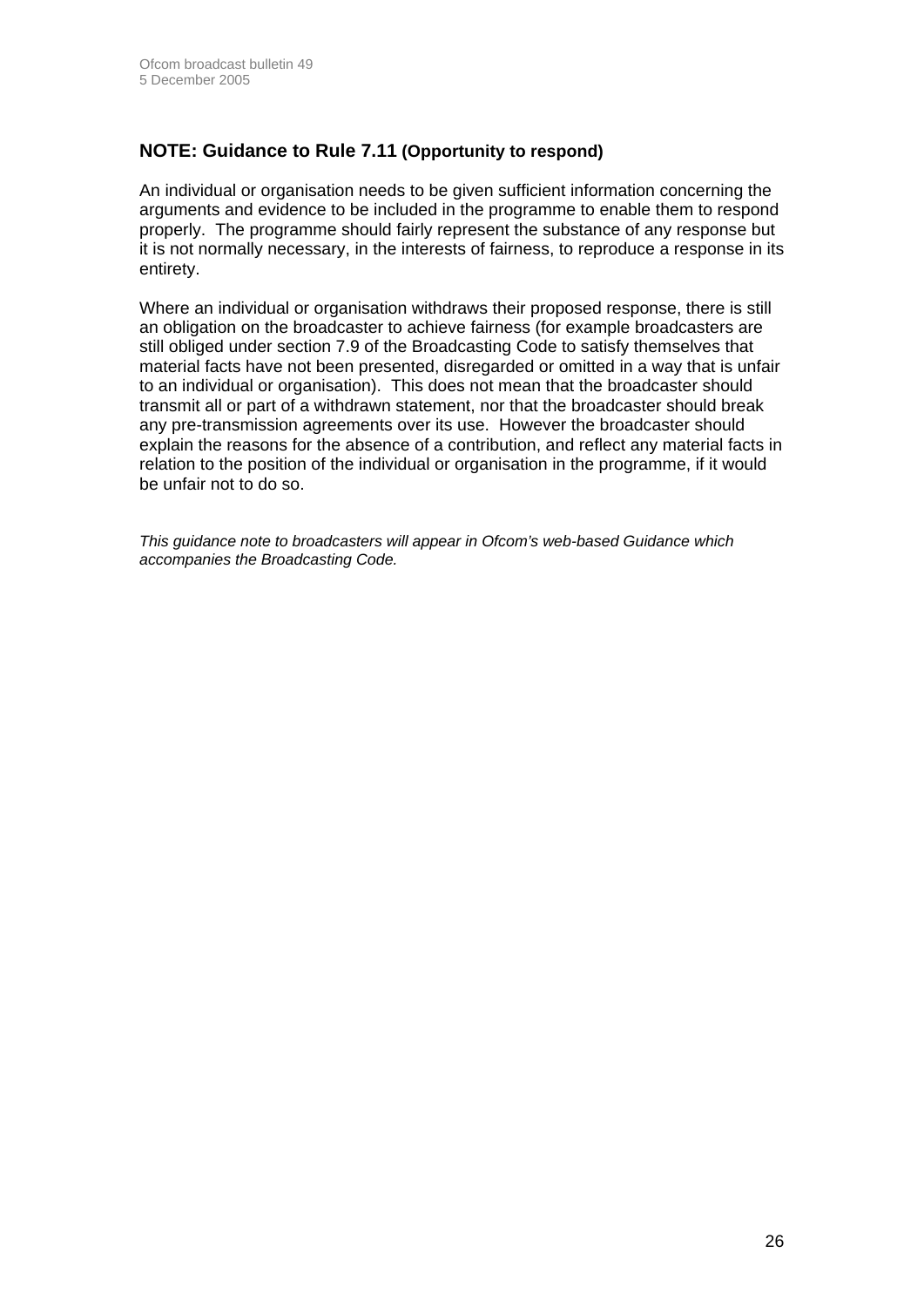## NOTE: Guidance to Rule 7.11 (Opportunity to respond)

An individual or organisation needs to be given sufficient information concerning the arguments and evidence to be included in the programme to enable them to respond properly. The programme should fairly represent the substance of any response but it is not normally necessary, in the interests of fairness, to reproduce a response in its entirety.

Where an individual or organisation withdraws their proposed response, there is still an obligation on the broadcaster to achieve fairness (for example broadcasters are still obliged under section 7.9 of the Broadcasting Code to satisfy themselves that material facts have not been presented, disregarded or omitted in a way that is unfair to an individual or organisation). This does not mean that the broadcaster should transmit all or part of a withdrawn statement, nor that the broadcaster should break any pre-transmission agreements over its use. However the broadcaster should explain the reasons for the absence of a contribution, and reflect any material facts in relation to the position of the individual or organisation in the programme, if it would be unfair not to do so.

*This guidance note to broadcasters will appear in Ofcom's web-based Guidance which accompanies the Broadcasting Code.*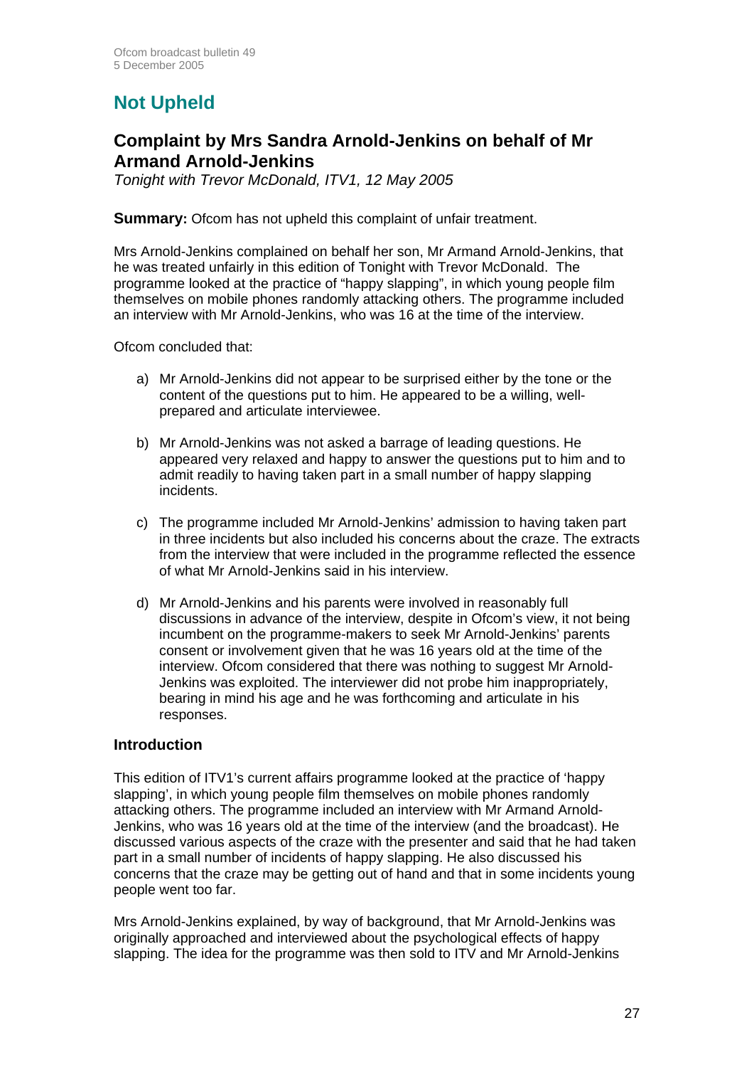## Not Upheld

### Complaint by Mrs Sandra Arnold-Jenkins on behalf of Mr Armand Arnold-Jenkins

*Tonight with Trevor McDonald, ITV1, 12 May 2005*

**Summary:** Ofcom has not upheld this complaint of unfair treatment.

Mrs Arnold-Jenkins complained on behalf her son, Mr Armand Arnold-Jenkins, that he was treated unfairly in this edition of Tonight with Trevor McDonald. The programme looked at the practice of "happy slapping", in which young people film themselves on mobile phones randomly attacking others. The programme included an interview with Mr Arnold-Jenkins, who was 16 at the time of the interview.

Ofcom concluded that:

a) Mr Arnold-Jenkins did not appear to be surprised either by the tone or the content of the questions put to him. He appeared to be a willing, well-prepared and articulate interviewee.

b) Mr Arnold-Jenkins was not asked a barrage of leading questions. He appeared very relaxed and happy to answer the questions put to him and to admit readily to having taken part in a small number of happy slapping incidents.

c) The programme included Mr Arnold-Jenkins' admission to having taken part in three incidents but also included his concerns about the craze. The extracts from the interview that were included in the programme reflected the essence of what Mr Arnold-Jenkins said in his interview.

d) Mr Arnold-Jenkins and his parents were involved in reasonably full discussions in advance of the interview, despite in Ofcom's view, it not being incumbent on the programme-makers to seek Mr Arnold-Jenkins' parents consent or involvement given that he was 16 years old at the time of the interview. Ofcom considered that there was nothing to suggest Mr Arnold-Jenkins was exploited. The interviewer did not probe him inappropriately, bearing in mind his age and he was forthcoming and articulate in his responses.

### Introduction

This edition of ITV1's current affairs programme looked at the practice of 'happy slapping', in which young people film themselves on mobile phones randomly attacking others. The programme included an interview with Mr Armand Arnold-Jenkins, who was 16 years old at the time of the interview (and the broadcast). He discussed various aspects of the craze with the presenter and said that he had taken part in a small number of incidents of happy slapping. He also discussed his concerns that the craze may be getting out of hand and that in some incidents young people went too far.

Mrs Arnold-Jenkins explained, by way of background, that Mr Arnold-Jenkins was originally approached and interviewed about the psychological effects of happy slapping. The idea for the programme was then sold to ITV and Mr Arnold-Jenkins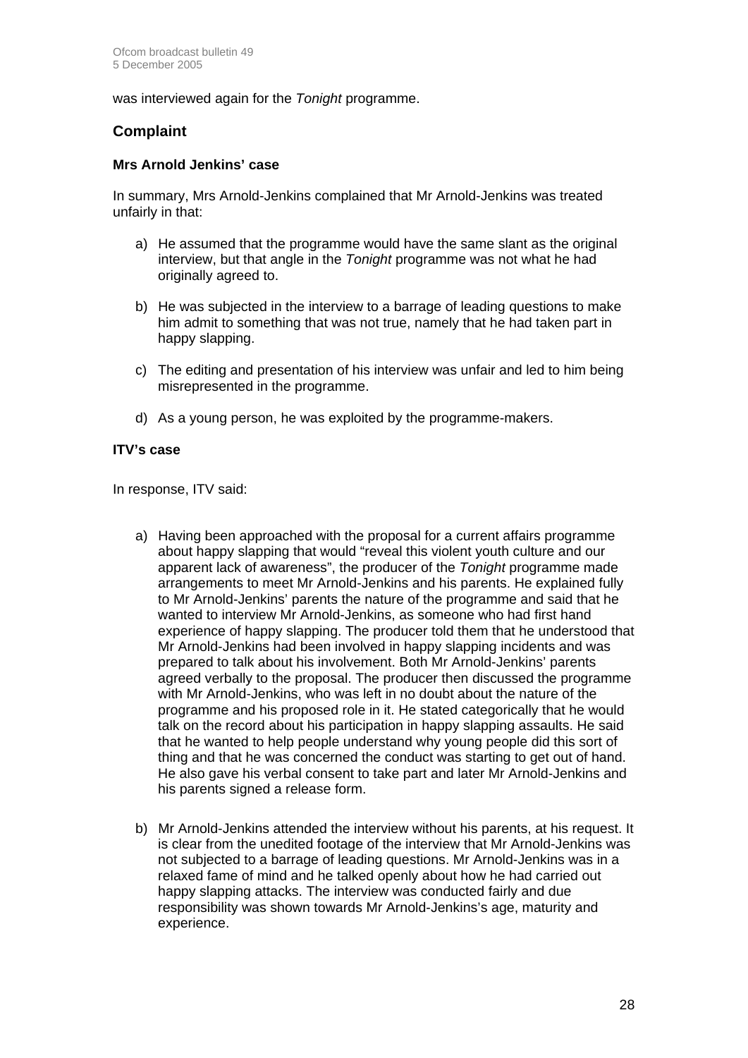was interviewed again for the *Tonight* programme.

## Complaint

### Mrs Arnold Jenkins' case

In summary, Mrs Arnold-Jenkins complained that Mr Arnold-Jenkins was treated unfairly in that:

a) He assumed that the programme would have the same slant as the original interview, but that angle in the *Tonight* programme was not what he had originally agreed to.

b) He was subjected in the interview to a barrage of leading questions to make him admit to something that was not true, namely that he had taken part in happy slapping.

c) The editing and presentation of his interview was unfair and led to him being misrepresented in the programme.

d) As a young person, he was exploited by the programme-makers.

### ITV's case

In response, ITV said:

a) Having been approached with the proposal for a current affairs programme about happy slapping that would "reveal this violent youth culture and our apparent lack of awareness", the producer of the *Tonight* programme made arrangements to meet Mr Arnold-Jenkins and his parents. He explained fully to Mr Arnold-Jenkins' parents the nature of the programme and said that he wanted to interview Mr Arnold-Jenkins, as someone who had first hand experience of happy slapping. The producer told them that he understood that Mr Arnold-Jenkins had been involved in happy slapping incidents and was prepared to talk about his involvement. Both Mr Arnold-Jenkins' parents agreed verbally to the proposal. The producer then discussed the programme with Mr Arnold-Jenkins, who was left in no doubt about the nature of the programme and his proposed role in it. He stated categorically that he would talk on the record about his participation in happy slapping assaults. He said that he wanted to help people understand why young people did this sort of thing and that he was concerned the conduct was starting to get out of hand. He also gave his verbal consent to take part and later Mr Arnold-Jenkins and his parents signed a release form.

b) Mr Arnold-Jenkins attended the interview without his parents, at his request. It is clear from the unedited footage of the interview that Mr Arnold-Jenkins was not subjected to a barrage of leading questions. Mr Arnold-Jenkins was in a relaxed fame of mind and he talked openly about how he had carried out happy slapping attacks. The interview was conducted fairly and due responsibility was shown towards Mr Arnold-Jenkins's age, maturity and experience.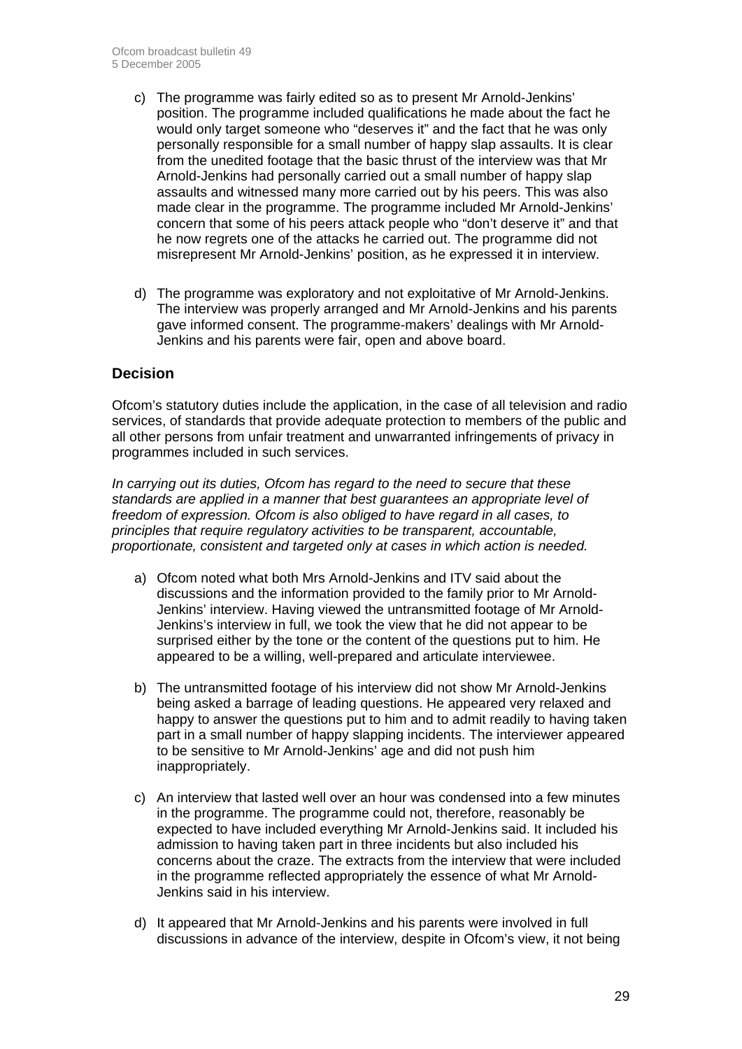c) The programme was fairly edited so as to present Mr Arnold-Jenkins' position. The programme included qualifications he made about the fact he would only target someone who "deserves it" and the fact that he was only personally responsible for a small number of happy slap assaults. It is clear from the unedited footage that the basic thrust of the interview was that Mr Arnold-Jenkins had personally carried out a small number of happy slap assaults and witnessed many more carried out by his peers. This was also made clear in the programme. The programme included Mr Arnold-Jenkins' concern that some of his peers attack people who "don't deserve it" and that he now regrets one of the attacks he carried out. The programme did not misrepresent Mr Arnold-Jenkins' position, as he expressed it in interview.

d) The programme was exploratory and not exploitative of Mr Arnold-Jenkins. The interview was properly arranged and Mr Arnold-Jenkins and his parents gave informed consent. The programme-makers' dealings with Mr Arnold-Jenkins and his parents were fair, open and above board.

## Decision

Ofcom's statutory duties include the application, in the case of all television and radio services, of standards that provide adequate protection to members of the public and all other persons from unfair treatment and unwarranted infringements of privacy in programmes included in such services.

*In carrying out its duties, Ofcom has regard to the need to secure that these standards are applied in a manner that best guarantees an appropriate level of freedom of expression. Ofcom is also obliged to have regard in all cases, to principles that require regulatory activities to be transparent, accountable, proportionate, consistent and targeted only at cases in which action is needed.*

a) Ofcom noted what both Mrs Arnold-Jenkins and ITV said about the discussions and the information provided to the family prior to Mr Arnold-Jenkins' interview. Having viewed the untransmitted footage of Mr Arnold-Jenkins's interview in full, we took the view that he did not appear to be surprised either by the tone or the content of the questions put to him. He appeared to be a willing, well-prepared and articulate interviewee.

b) The untransmitted footage of his interview did not show Mr Arnold-Jenkins being asked a barrage of leading questions. He appeared very relaxed and happy to answer the questions put to him and to admit readily to having taken part in a small number of happy slapping incidents. The interviewer appeared to be sensitive to Mr Arnold-Jenkins' age and did not push him inappropriately.

c) An interview that lasted well over an hour was condensed into a few minutes in the programme. The programme could not, therefore, reasonably be expected to have included everything Mr Arnold-Jenkins said. It included his admission to having taken part in three incidents but also included his concerns about the craze. The extracts from the interview that were included in the programme reflected appropriately the essence of what Mr Arnold-Jenkins said in his interview.

d) It appeared that Mr Arnold-Jenkins and his parents were involved in full discussions in advance of the interview, despite in Ofcom's view, it not being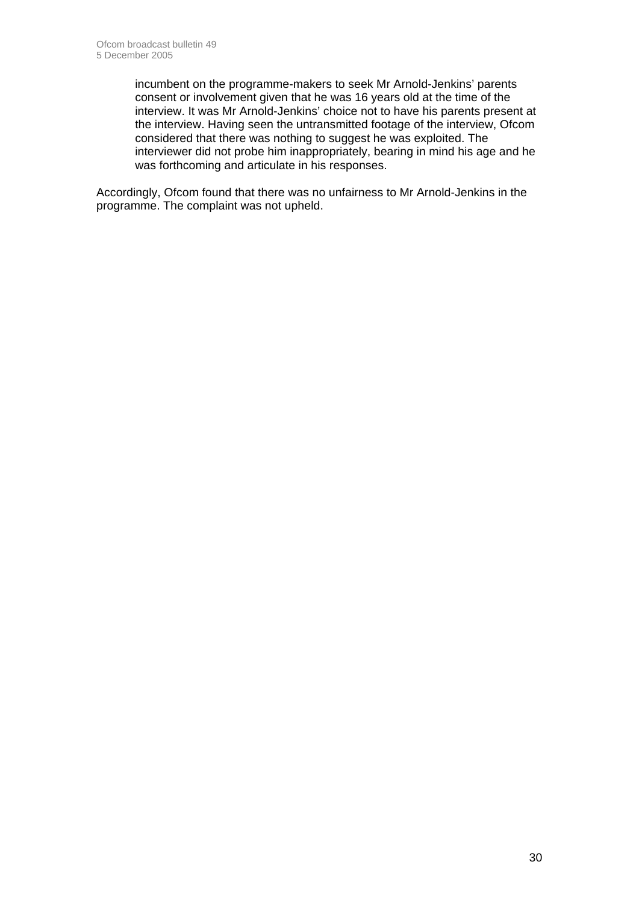incumbent on the programme-makers to seek Mr Arnold-Jenkins' parents consent or involvement given that he was 16 years old at the time of the interview. It was Mr Arnold-Jenkins' choice not to have his parents present at the interview. Having seen the untransmitted footage of the interview, Ofcom considered that there was nothing to suggest he was exploited. The interviewer did not probe him inappropriately, bearing in mind his age and he was forthcoming and articulate in his responses.

Accordingly, Ofcom found that there was no unfairness to Mr Arnold-Jenkins in the programme. The complaint was not upheld.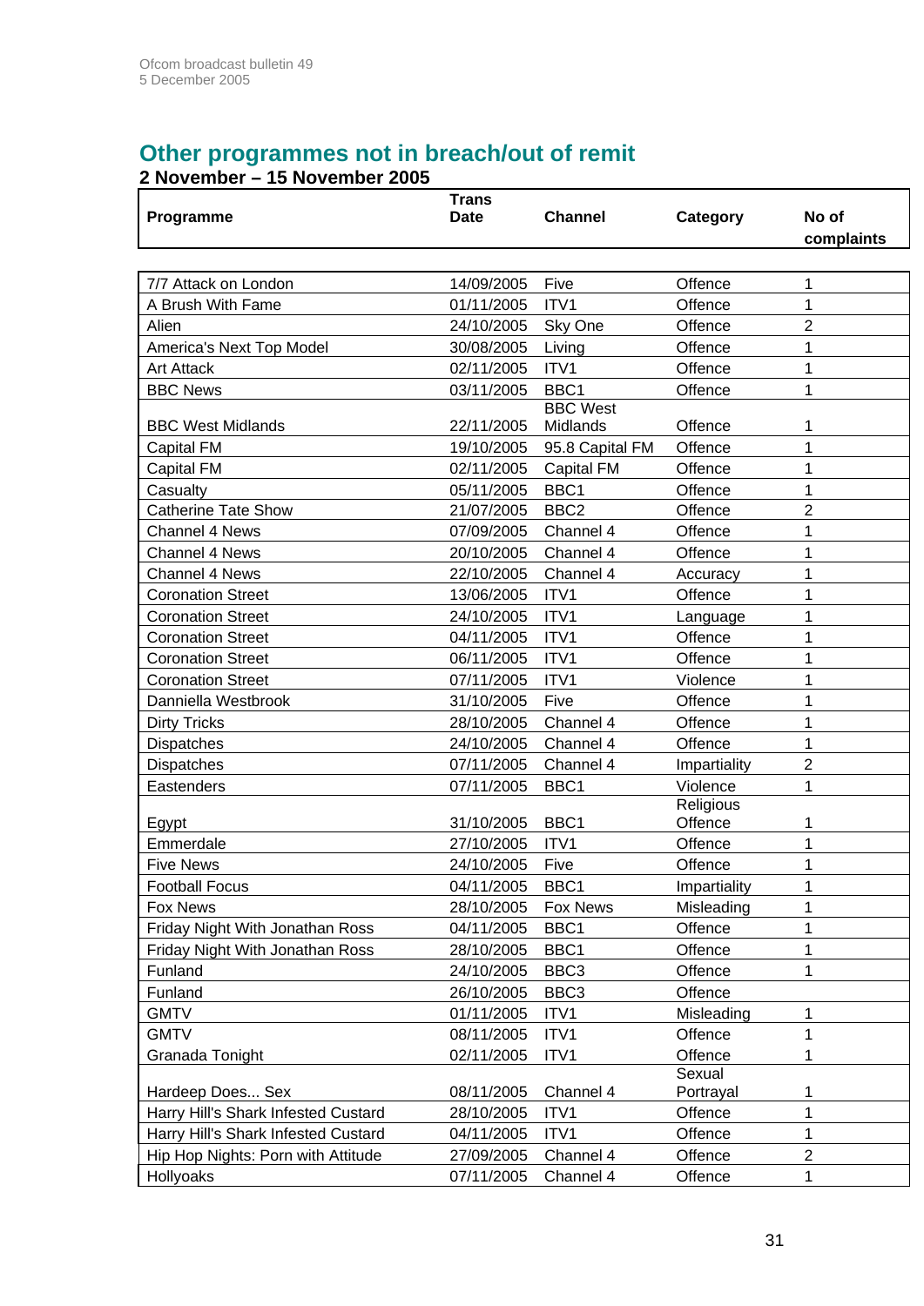## Other programmes not in breach/out of remit

**2 November – 15 November 2005**

| Programme | Trans Date | Channel | Category | No of complaints |
|---|---|---|---|---|
| 7/7 Attack on London | 14/09/2005 | Five | Offence | 1 |
| A Brush With Fame | 01/11/2005 | ITV1 | Offence | 1 |
| Alien | 24/10/2005 | Sky One | Offence | 2 |
| America's Next Top Model | 30/08/2005 | Living | Offence | 1 |
| Art Attack | 02/11/2005 | ITV1 | Offence | 1 |
| BBC News | 03/11/2005 | BBC1 | Offence | 1 |
| BBC West Midlands | 22/11/2005 | BBC West Midlands | Offence | 1 |
| Capital FM | 19/10/2005 | 95.8 Capital FM | Offence | 1 |
| Capital FM | 02/11/2005 | Capital FM | Offence | 1 |
| Casualty | 05/11/2005 | BBC1 | Offence | 1 |
| Catherine Tate Show | 21/07/2005 | BBC2 | Offence | 2 |
| Channel 4 News | 07/09/2005 | Channel 4 | Offence | 1 |
| Channel 4 News | 20/10/2005 | Channel 4 | Offence | 1 |
| Channel 4 News | 22/10/2005 | Channel 4 | Accuracy | 1 |
| Coronation Street | 13/06/2005 | ITV1 | Offence | 1 |
| Coronation Street | 24/10/2005 | ITV1 | Language | 1 |
| Coronation Street | 04/11/2005 | ITV1 | Offence | 1 |
| Coronation Street | 06/11/2005 | ITV1 | Offence | 1 |
| Coronation Street | 07/11/2005 | ITV1 | Violence | 1 |
| Danniella Westbrook | 31/10/2005 | Five | Offence | 1 |
| Dirty Tricks | 28/10/2005 | Channel 4 | Offence | 1 |
| Dispatches | 24/10/2005 | Channel 4 | Offence | 1 |
| Dispatches | 07/11/2005 | Channel 4 | Impartiality | 2 |
| Eastenders | 07/11/2005 | BBC1 | Violence | 1 |
| Egypt | 31/10/2005 | BBC1 | Religious Offence | 1 |
| Emmerdale | 27/10/2005 | ITV1 | Offence | 1 |
| Five News | 24/10/2005 | Five | Offence | 1 |
| Football Focus | 04/11/2005 | BBC1 | Impartiality | 1 |
| Fox News | 28/10/2005 | Fox News | Misleading | 1 |
| Friday Night With Jonathan Ross | 04/11/2005 | BBC1 | Offence | 1 |
| Friday Night With Jonathan Ross | 28/10/2005 | BBC1 | Offence | 1 |
| Funland | 24/10/2005 | BBC3 | Offence | 1 |
| Funland | 26/10/2005 | BBC3 | Offence | |
| GMTV | 01/11/2005 | ITV1 | Misleading | 1 |
| GMTV | 08/11/2005 | ITV1 | Offence | 1 |
| Granada Tonight | 02/11/2005 | ITV1 | Offence | 1 |
| Hardeep Does... Sex | 08/11/2005 | Channel 4 | Sexual Portrayal | 1 |
| Harry Hill's Shark Infested Custard | 28/10/2005 | ITV1 | Offence | 1 |
| Harry Hill's Shark Infested Custard | 04/11/2005 | ITV1 | Offence | 1 |
| Hip Hop Nights: Porn with Attitude | 27/09/2005 | Channel 4 | Offence | 2 |
| Hollyoaks | 07/11/2005 | Channel 4 | Offence | 1 |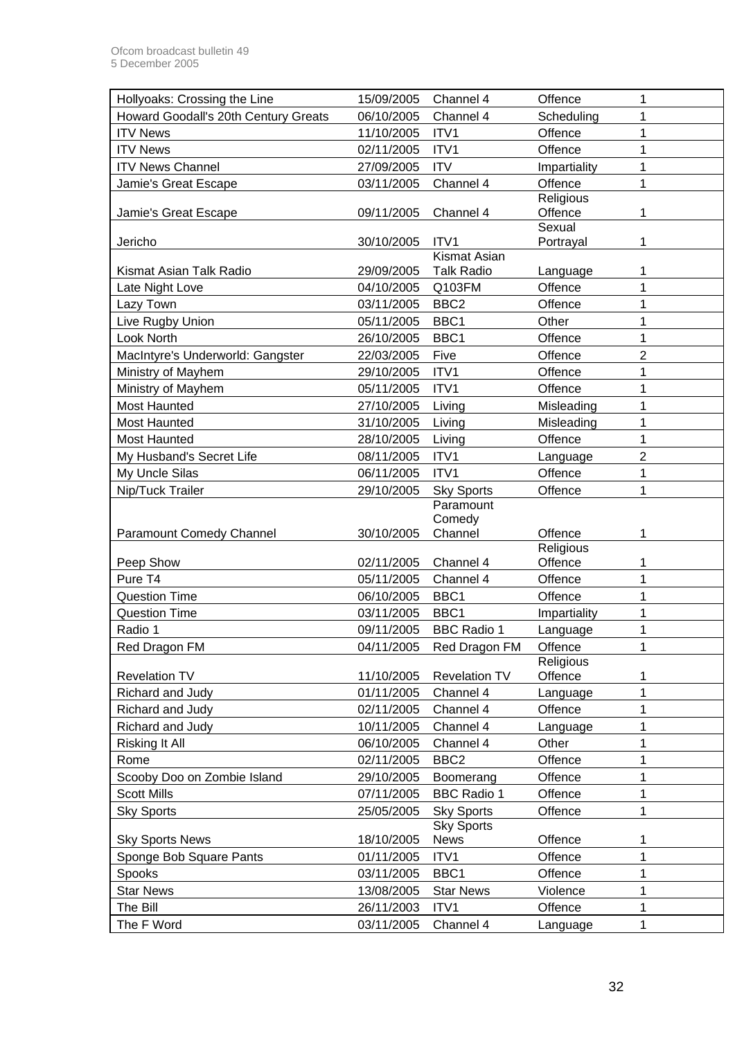| Hollyoaks: Crossing the Line | 15/09/2005 | Channel 4 | Offence | 1 |
|---|---|---|---|---|
| Howard Goodall's 20th Century Greats | 06/10/2005 | Channel 4 | Scheduling | 1 |
| ITV News | 11/10/2005 | ITV1 | Offence | 1 |
| ITV News | 02/11/2005 | ITV1 | Offence | 1 |
| ITV News Channel | 27/09/2005 | ITV | Impartiality | 1 |
| Jamie's Great Escape | 03/11/2005 | Channel 4 | Offence | 1 |
| Jamie's Great Escape | 09/11/2005 | Channel 4 | Religious Offence | 1 |
| Jericho | 30/10/2005 | ITV1 | Sexual Portrayal | 1 |
| Kismat Asian Talk Radio | 29/09/2005 | Kismat Asian Talk Radio | Language | 1 |
| Late Night Love | 04/10/2005 | Q103FM | Offence | 1 |
| Lazy Town | 03/11/2005 | BBC2 | Offence | 1 |
| Live Rugby Union | 05/11/2005 | BBC1 | Other | 1 |
| Look North | 26/10/2005 | BBC1 | Offence | 1 |
| MacIntyre's Underworld: Gangster | 22/03/2005 | Five | Offence | 2 |
| Ministry of Mayhem | 29/10/2005 | ITV1 | Offence | 1 |
| Ministry of Mayhem | 05/11/2005 | ITV1 | Offence | 1 |
| Most Haunted | 27/10/2005 | Living | Misleading | 1 |
| Most Haunted | 31/10/2005 | Living | Misleading | 1 |
| Most Haunted | 28/10/2005 | Living | Offence | 1 |
| My Husband's Secret Life | 08/11/2005 | ITV1 | Language | 2 |
| My Uncle Silas | 06/11/2005 | ITV1 | Offence | 1 |
| Nip/Tuck Trailer | 29/10/2005 | Sky Sports | Offence | 1 |
| Paramount Comedy Channel | 30/10/2005 | Paramount Comedy Channel | Offence | 1 |
| Peep Show | 02/11/2005 | Channel 4 | Religious Offence | 1 |
| Pure T4 | 05/11/2005 | Channel 4 | Offence | 1 |
| Question Time | 06/10/2005 | BBC1 | Offence | 1 |
| Question Time | 03/11/2005 | BBC1 | Impartiality | 1 |
| Radio 1 | 09/11/2005 | BBC Radio 1 | Language | 1 |
| Red Dragon FM | 04/11/2005 | Red Dragon FM | Offence | 1 |
| Revelation TV | 11/10/2005 | Revelation TV | Religious Offence | 1 |
| Richard and Judy | 01/11/2005 | Channel 4 | Language | 1 |
| Richard and Judy | 02/11/2005 | Channel 4 | Offence | 1 |
| Richard and Judy | 10/11/2005 | Channel 4 | Language | 1 |
| Risking It All | 06/10/2005 | Channel 4 | Other | 1 |
| Rome | 02/11/2005 | BBC2 | Offence | 1 |
| Scooby Doo on Zombie Island | 29/10/2005 | Boomerang | Offence | 1 |
| Scott Mills | 07/11/2005 | BBC Radio 1 | Offence | 1 |
| Sky Sports | 25/05/2005 | Sky Sports | Offence | 1 |
| Sky Sports News | 18/10/2005 | Sky Sports News | Offence | 1 |
| Sponge Bob Square Pants | 01/11/2005 | ITV1 | Offence | 1 |
| Spooks | 03/11/2005 | BBC1 | Offence | 1 |
| Star News | 13/08/2005 | Star News | Violence | 1 |
| The Bill | 26/11/2003 | ITV1 | Offence | 1 |
| The F Word | 03/11/2005 | Channel 4 | Language | 1 |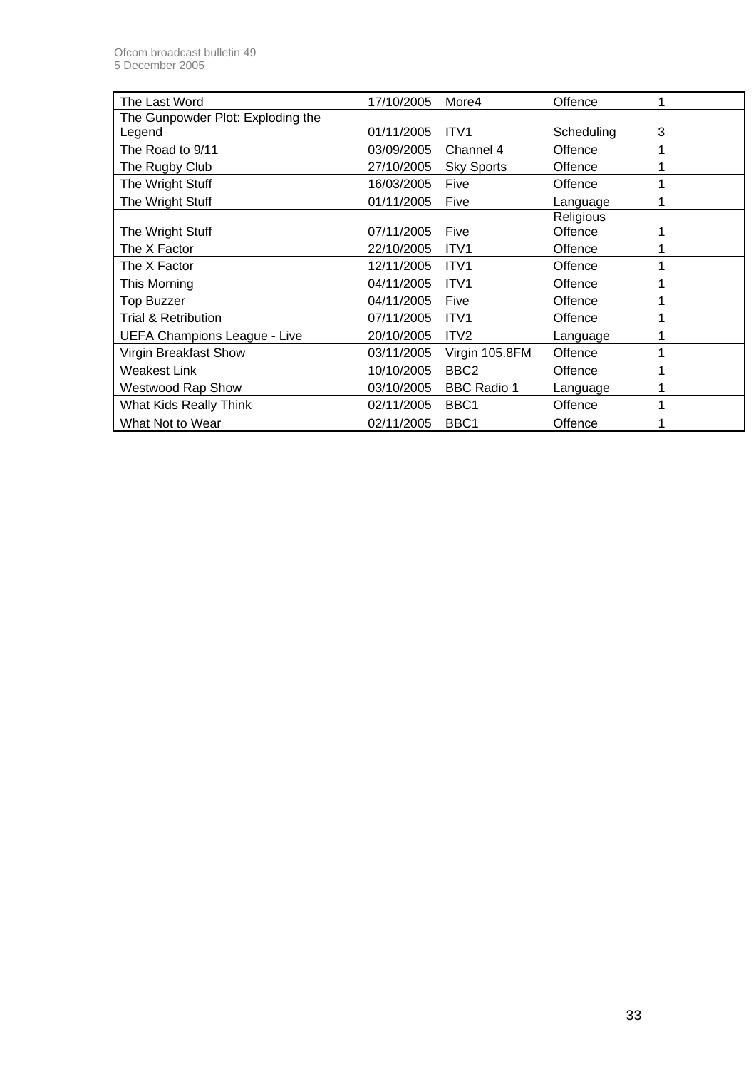| | | | | |
|---|---|---|---|---|
| The Last Word | 17/10/2005 | More4 | Offence | 1 |
| The Gunpowder Plot: Exploding the Legend | 01/11/2005 | ITV1 | Scheduling | 3 |
| The Road to 9/11 | 03/09/2005 | Channel 4 | Offence | 1 |
| The Rugby Club | 27/10/2005 | Sky Sports | Offence | 1 |
| The Wright Stuff | 16/03/2005 | Five | Offence | 1 |
| The Wright Stuff | 01/11/2005 | Five | Language | 1 |
| The Wright Stuff | 07/11/2005 | Five | Religious Offence | 1 |
| The X Factor | 22/10/2005 | ITV1 | Offence | 1 |
| The X Factor | 12/11/2005 | ITV1 | Offence | 1 |
| This Morning | 04/11/2005 | ITV1 | Offence | 1 |
| Top Buzzer | 04/11/2005 | Five | Offence | 1 |
| Trial & Retribution | 07/11/2005 | ITV1 | Offence | 1 |
| UEFA Champions League - Live | 20/10/2005 | ITV2 | Language | 1 |
| Virgin Breakfast Show | 03/11/2005 | Virgin 105.8FM | Offence | 1 |
| Weakest Link | 10/10/2005 | BBC2 | Offence | 1 |
| Westwood Rap Show | 03/10/2005 | BBC Radio 1 | Language | 1 |
| What Kids Really Think | 02/11/2005 | BBC1 | Offence | 1 |
| What Not to Wear | 02/11/2005 | BBC1 | Offence | 1 |